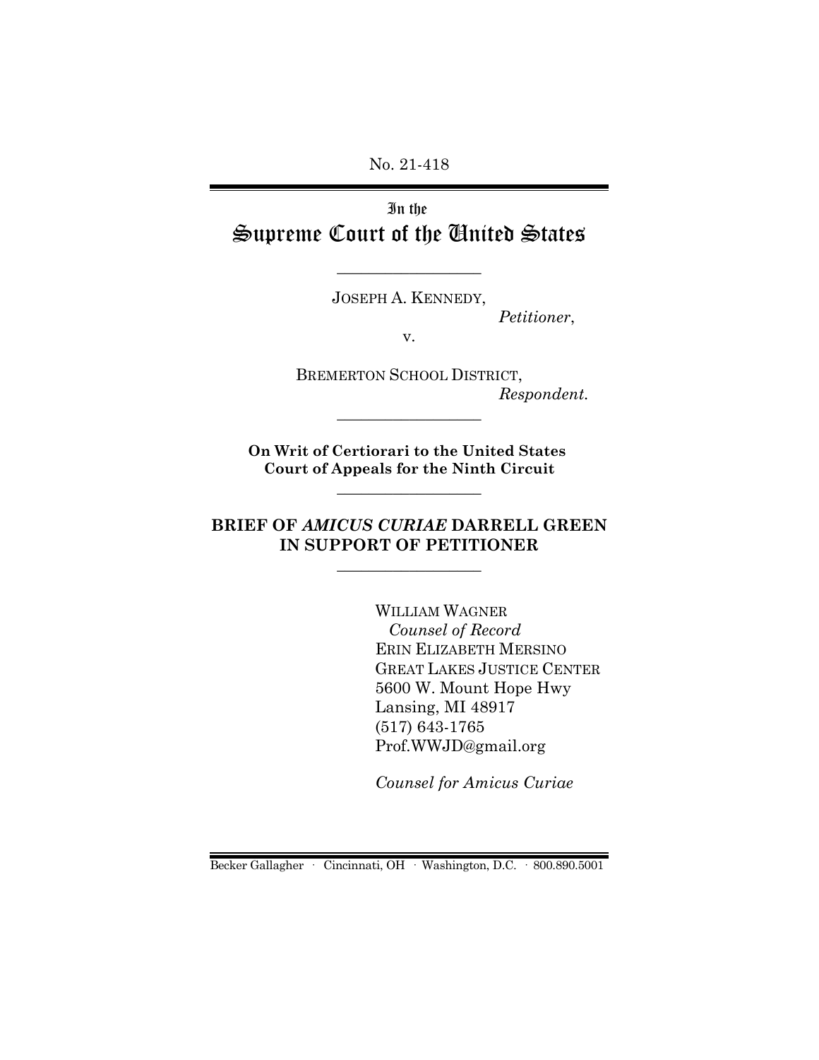No. 21-418

In the

# Supreme Court of the United States

---

JOSEPH A. KENNEDY,

*Petitioner*,

v.

BREMERTON SCHOOL DISTRICT,

*Respondent.*

---

**On Writ of Certiorari to the United States Court of Appeals for the Ninth Circuit**

---

## BRIEF OF *AMICUS CURIAE* DARRELL GREEN IN SUPPORT OF PETITIONER

---

WILLIAM WAGNER
*Counsel of Record*
ERIN ELIZABETH MERSINO
GREAT LAKES JUSTICE CENTER
5600 W. Mount Hope Hwy
Lansing, MI 48917
(517) 643-1765
Prof.WWJD@gmail.org

*Counsel for Amicus Curiae*

Becker Gallagher · Cincinnati, OH · Washington, D.C. · 800.890.5001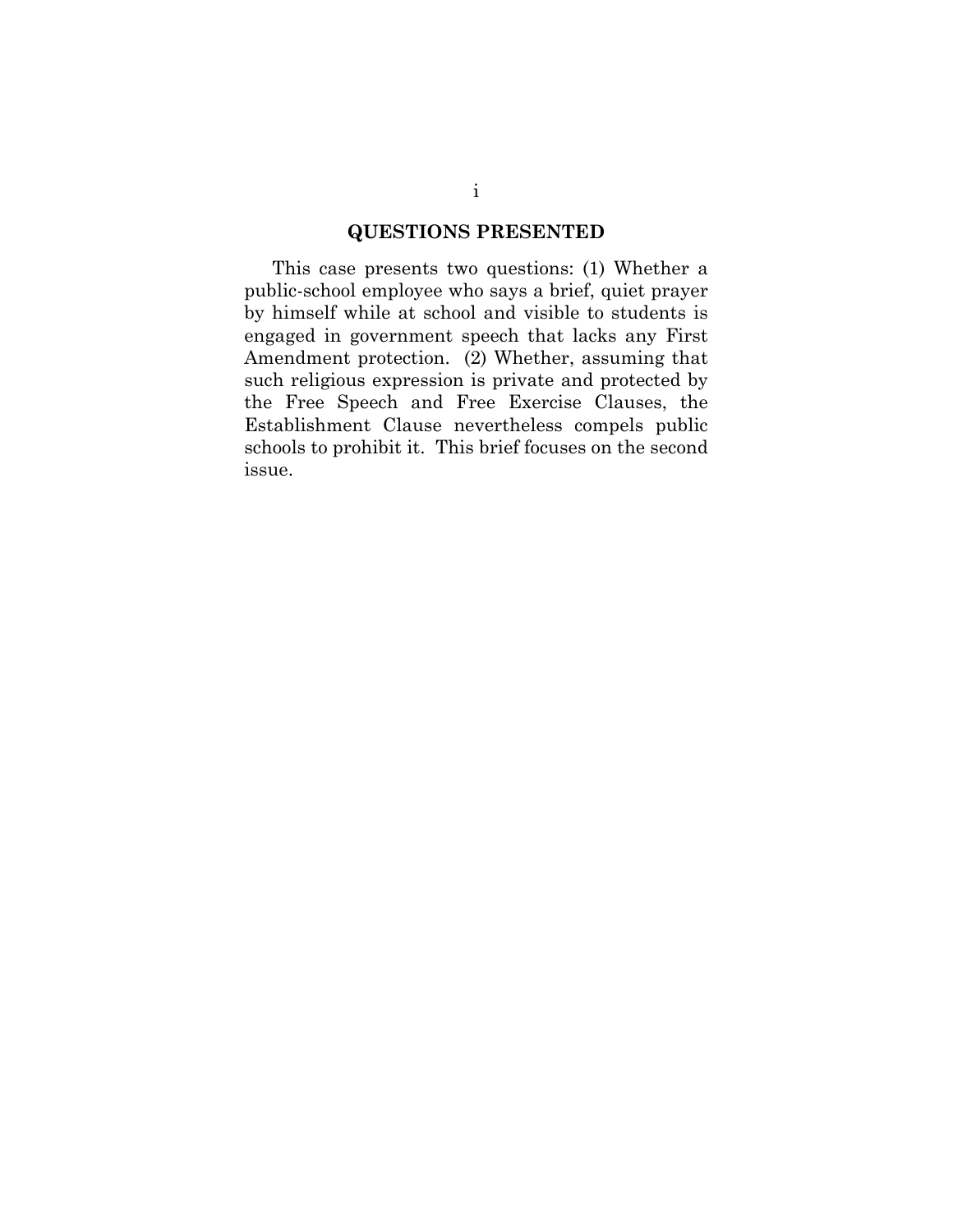## QUESTIONS PRESENTED

This case presents two questions: (1) Whether a public-school employee who says a brief, quiet prayer by himself while at school and visible to students is engaged in government speech that lacks any First Amendment protection. (2) Whether, assuming that such religious expression is private and protected by the Free Speech and Free Exercise Clauses, the Establishment Clause nevertheless compels public schools to prohibit it. This brief focuses on the second issue.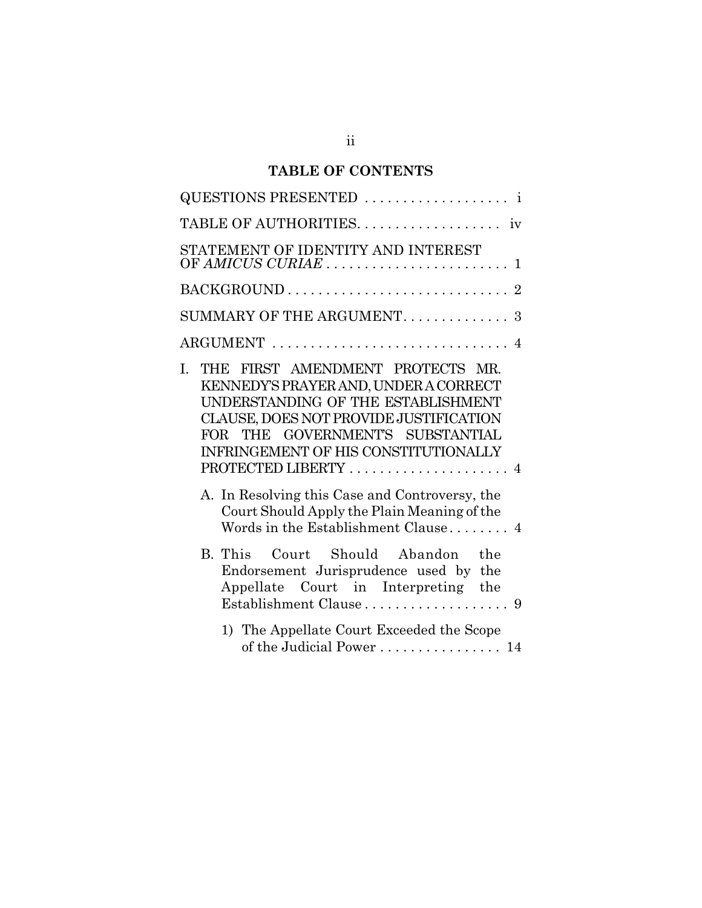## TABLE OF CONTENTS

QUESTIONS PRESENTED . . . . . . . . . . . . . . . . . . . i

TABLE OF AUTHORITIES. . . . . . . . . . . . . . . . . . . iv

STATEMENT OF IDENTITY AND INTEREST OF *AMICUS CURIAE* . . . . . . . . . . . . . . . . . . . . . . . . 1

BACKGROUND . . . . . . . . . . . . . . . . . . . . . . . . . . . . 2

SUMMARY OF THE ARGUMENT. . . . . . . . . . . . . . 3

ARGUMENT . . . . . . . . . . . . . . . . . . . . . . . . . . . . . . 4

I. THE FIRST AMENDMENT PROTECTS MR. KENNEDY'S PRAYER AND, UNDER A CORRECT UNDERSTANDING OF THE ESTABLISHMENT CLAUSE, DOES NOT PROVIDE JUSTIFICATION FOR THE GOVERNMENT'S SUBSTANTIAL INFRINGEMENT OF HIS CONSTITUTIONALLY PROTECTED LIBERTY . . . . . . . . . . . . . . . . . . . . . 4

   A. In Resolving this Case and Controversy, the Court Should Apply the Plain Meaning of the Words in the Establishment Clause . . . . . . . . 4

   B. This Court Should Abandon the Endorsement Jurisprudence used by the Appellate Court in Interpreting the Establishment Clause . . . . . . . . . . . . . . . . . . . 9

      1) The Appellate Court Exceeded the Scope of the Judicial Power . . . . . . . . . . . . . . . . 14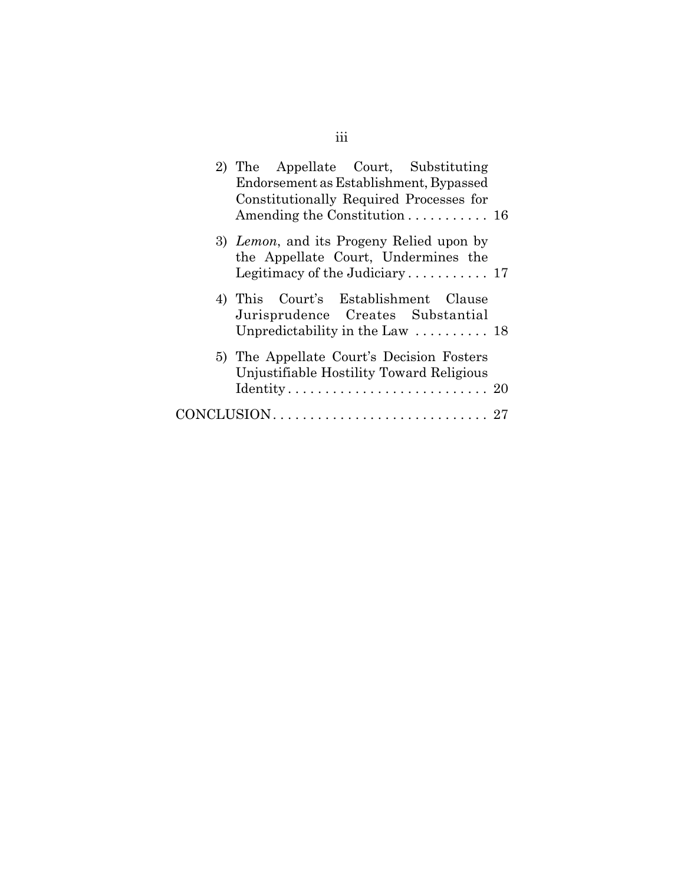2) The Appellate Court, Substituting Endorsement as Establishment, Bypassed Constitutionally Required Processes for Amending the Constitution . . . . . . . . . . . 16

3) *Lemon*, and its Progeny Relied upon by the Appellate Court, Undermines the Legitimacy of the Judiciary . . . . . . . . . . . 17

4) This Court's Establishment Clause Jurisprudence Creates Substantial Unpredictability in the Law . . . . . . . . . . 18

5) The Appellate Court's Decision Fosters Unjustifiable Hostility Toward Religious Identity . . . . . . . . . . . . . . . . . . . . . . . . . . . 20

CONCLUSION . . . . . . . . . . . . . . . . . . . . . . . . . . . . . 27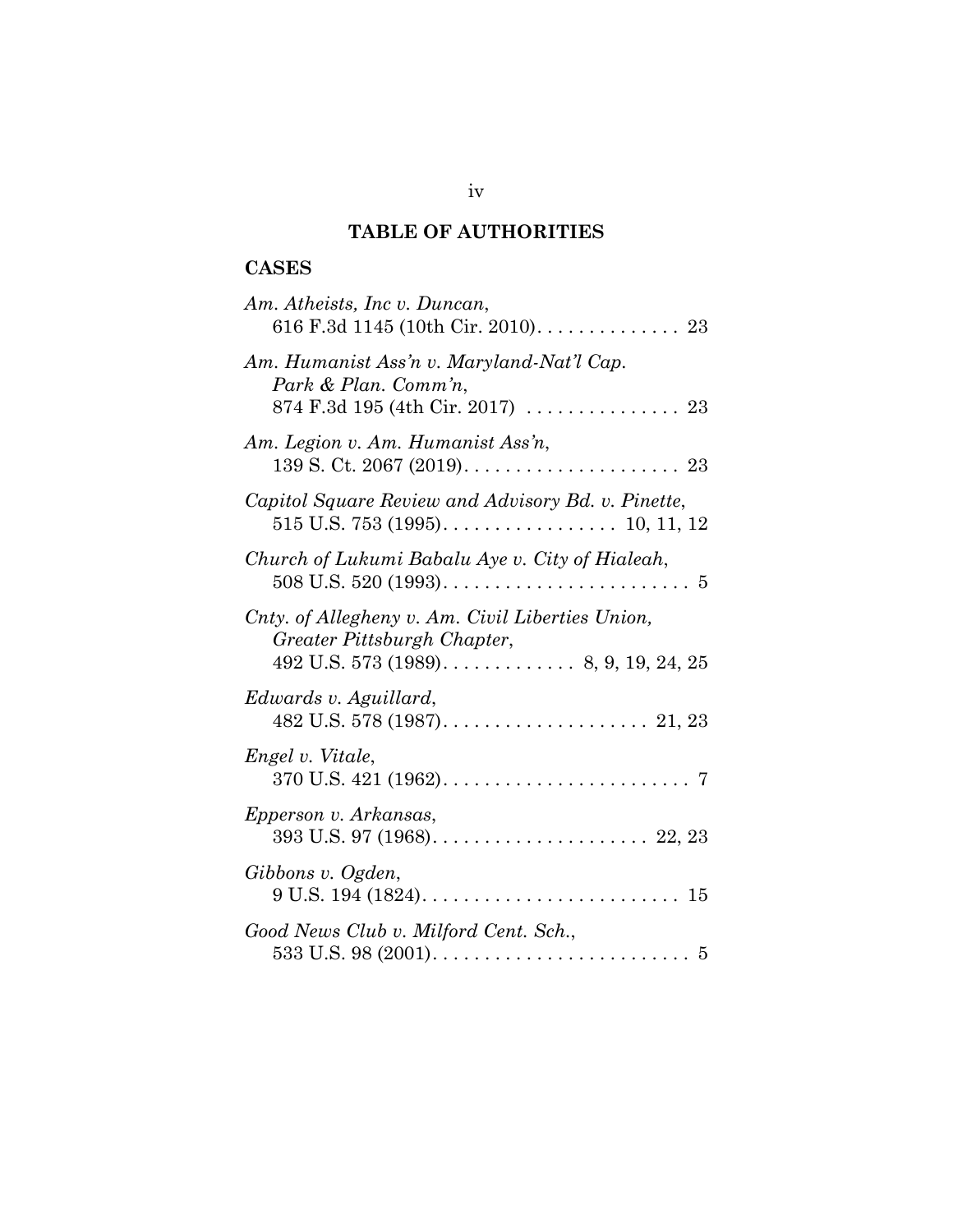## TABLE OF AUTHORITIES

### CASES

*Am. Atheists, Inc v. Duncan*,
616 F.3d 1145 (10th Cir. 2010). . . . . . . . . . . . . . 23

*Am. Humanist Ass'n v. Maryland-Nat'l Cap. Park & Plan. Comm'n*,
874 F.3d 195 (4th Cir. 2017) . . . . . . . . . . . . . . . 23

*Am. Legion v. Am. Humanist Ass'n*,
139 S. Ct. 2067 (2019). . . . . . . . . . . . . . . . . . . . . 23

*Capitol Square Review and Advisory Bd. v. Pinette*,
515 U.S. 753 (1995). . . . . . . . . . . . . . . . . 10, 11, 12

*Church of Lukumi Babalu Aye v. City of Hialeah*,
508 U.S. 520 (1993). . . . . . . . . . . . . . . . . . . . . . . . 5

*Cnty. of Allegheny v. Am. Civil Liberties Union, Greater Pittsburgh Chapter*,
492 U.S. 573 (1989). . . . . . . . . . . . . 8, 9, 19, 24, 25

*Edwards v. Aguillard*,
482 U.S. 578 (1987). . . . . . . . . . . . . . . . . . . . 21, 23

*Engel v. Vitale*,
370 U.S. 421 (1962). . . . . . . . . . . . . . . . . . . . . . . . 7

*Epperson v. Arkansas*,
393 U.S. 97 (1968). . . . . . . . . . . . . . . . . . . . . 22, 23

*Gibbons v. Ogden*,
9 U.S. 194 (1824). . . . . . . . . . . . . . . . . . . . . . . . . 15

*Good News Club v. Milford Cent. Sch.*,
533 U.S. 98 (2001). . . . . . . . . . . . . . . . . . . . . . . . . 5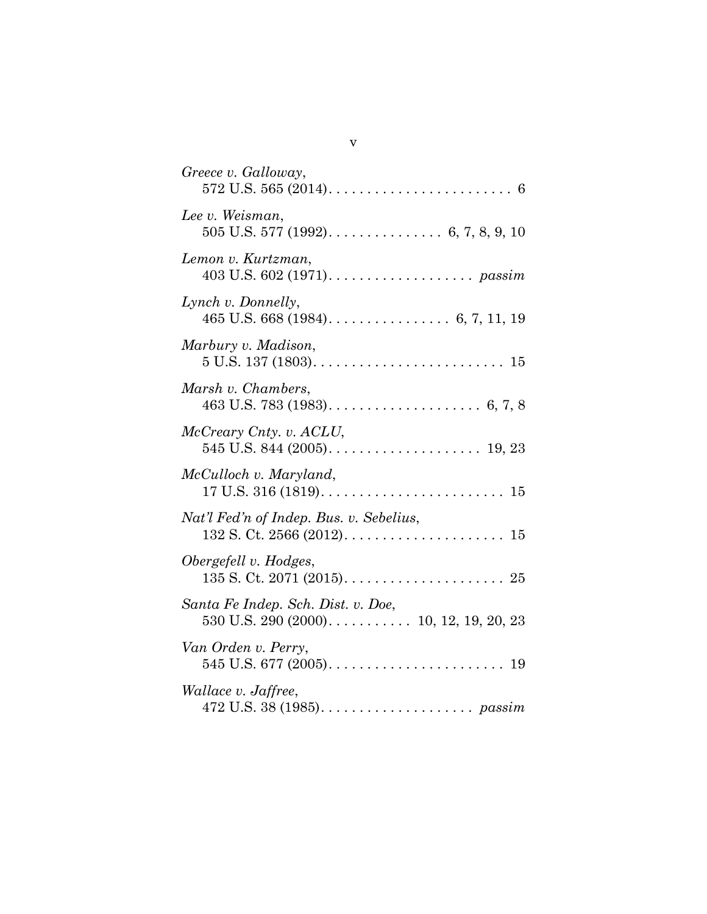*Greece v. Galloway*,
572 U.S. 565 (2014). . . . . . . . . . . . . . . . . . . . . . . . 6

*Lee v. Weisman*,
505 U.S. 577 (1992). . . . . . . . . . . . . . . 6, 7, 8, 9, 10

*Lemon v. Kurtzman*,
403 U.S. 602 (1971). . . . . . . . . . . . . . . . . . . *passim*

*Lynch v. Donnelly*,
465 U.S. 668 (1984). . . . . . . . . . . . . . . . 6, 7, 11, 19

*Marbury v. Madison*,
5 U.S. 137 (1803). . . . . . . . . . . . . . . . . . . . . . . . . 15

*Marsh v. Chambers*,
463 U.S. 783 (1983). . . . . . . . . . . . . . . . . . . . 6, 7, 8

*McCreary Cnty. v. ACLU*,
545 U.S. 844 (2005). . . . . . . . . . . . . . . . . . . . 19, 23

*McCulloch v. Maryland*,
17 U.S. 316 (1819). . . . . . . . . . . . . . . . . . . . . . . . 15

*Nat'l Fed'n of Indep. Bus. v. Sebelius*,
132 S. Ct. 2566 (2012). . . . . . . . . . . . . . . . . . . . . 15

*Obergefell v. Hodges*,
135 S. Ct. 2071 (2015). . . . . . . . . . . . . . . . . . . . . 25

*Santa Fe Indep. Sch. Dist. v. Doe*,
530 U.S. 290 (2000). . . . . . . . . . . 10, 12, 19, 20, 23

*Van Orden v. Perry*,
545 U.S. 677 (2005). . . . . . . . . . . . . . . . . . . . . . . 19

*Wallace v. Jaffree*,
472 U.S. 38 (1985). . . . . . . . . . . . . . . . . . . . *passim*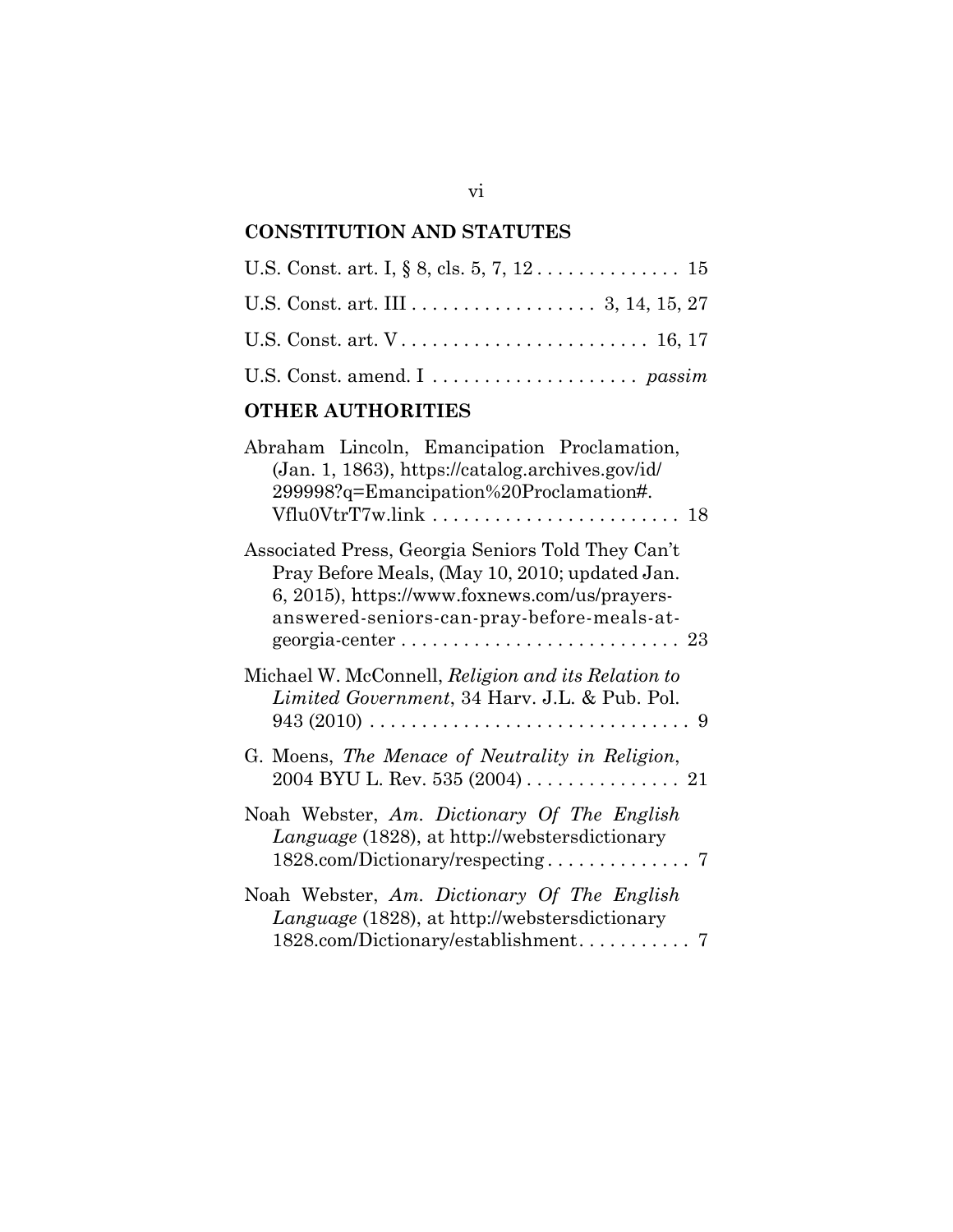## CONSTITUTION AND STATUTES

U.S. Const. art. I, § 8, cls. 5, 7, 12 . . . . . . . . . . . . . . 15

U.S. Const. art. III . . . . . . . . . . . . . . . . . . 3, 14, 15, 27

U.S. Const. art. V . . . . . . . . . . . . . . . . . . . . . . . . 16, 17

U.S. Const. amend. I . . . . . . . . . . . . . . . . . . . . *passim*

## OTHER AUTHORITIES

Abraham Lincoln, Emancipation Proclamation, (Jan. 1, 1863), https://catalog.archives.gov/id/299998?q=Emancipation%20Proclamation#.Vflu0VtrT7w.link . . . . . . . . . . . . . . . . . . . . . . . . 18

Associated Press, Georgia Seniors Told They Can't Pray Before Meals, (May 10, 2010; updated Jan. 6, 2015), https://www.foxnews.com/us/prayers-answered-seniors-can-pray-before-meals-at-georgia-center . . . . . . . . . . . . . . . . . . . . . . . . . . . 23

Michael W. McConnell, *Religion and its Relation to Limited Government*, 34 Harv. J.L. & Pub. Pol. 943 (2010) . . . . . . . . . . . . . . . . . . . . . . . . . . . . . . . 9

G. Moens, *The Menace of Neutrality in Religion*, 2004 BYU L. Rev. 535 (2004) . . . . . . . . . . . . . . . 21

Noah Webster, *Am. Dictionary Of The English Language* (1828), at http://webstersdictionary1828.com/Dictionary/respecting . . . . . . . . . . . . . . 7

Noah Webster, *Am. Dictionary Of The English Language* (1828), at http://webstersdictionary1828.com/Dictionary/establishment. . . . . . . . . . . 7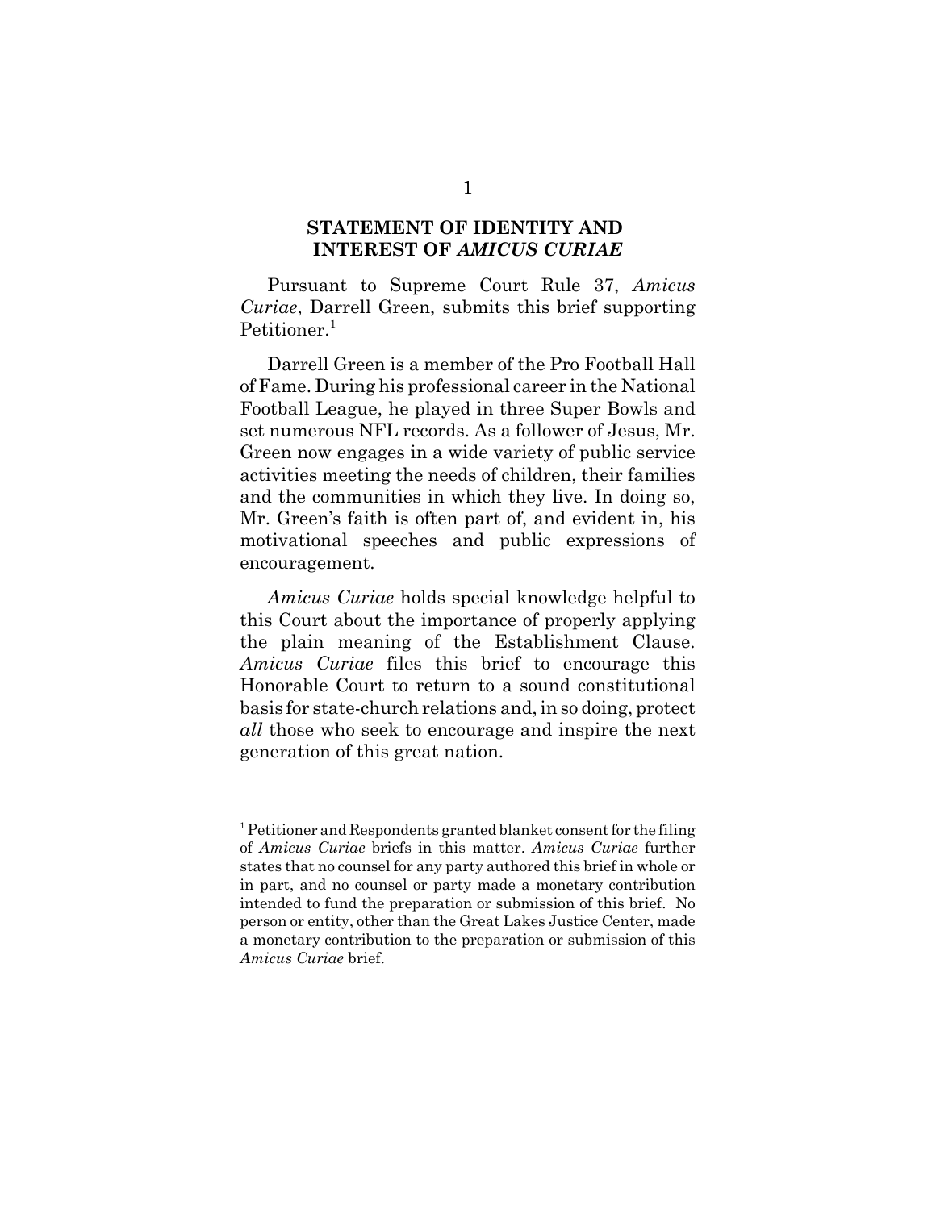## STATEMENT OF IDENTITY AND INTEREST OF *AMICUS CURIAE*

Pursuant to Supreme Court Rule 37, *Amicus Curiae*, Darrell Green, submits this brief supporting Petitioner.[1]

Darrell Green is a member of the Pro Football Hall of Fame. During his professional career in the National Football League, he played in three Super Bowls and set numerous NFL records. As a follower of Jesus, Mr. Green now engages in a wide variety of public service activities meeting the needs of children, their families and the communities in which they live. In doing so, Mr. Green's faith is often part of, and evident in, his motivational speeches and public expressions of encouragement.

*Amicus Curiae* holds special knowledge helpful to this Court about the importance of properly applying the plain meaning of the Establishment Clause. *Amicus Curiae* files this brief to encourage this Honorable Court to return to a sound constitutional basis for state-church relations and, in so doing, protect *all* those who seek to encourage and inspire the next generation of this great nation.

---

[1] Petitioner and Respondents granted blanket consent for the filing of *Amicus Curiae* briefs in this matter. *Amicus Curiae* further states that no counsel for any party authored this brief in whole or in part, and no counsel or party made a monetary contribution intended to fund the preparation or submission of this brief. No person or entity, other than the Great Lakes Justice Center, made a monetary contribution to the preparation or submission of this *Amicus Curiae* brief.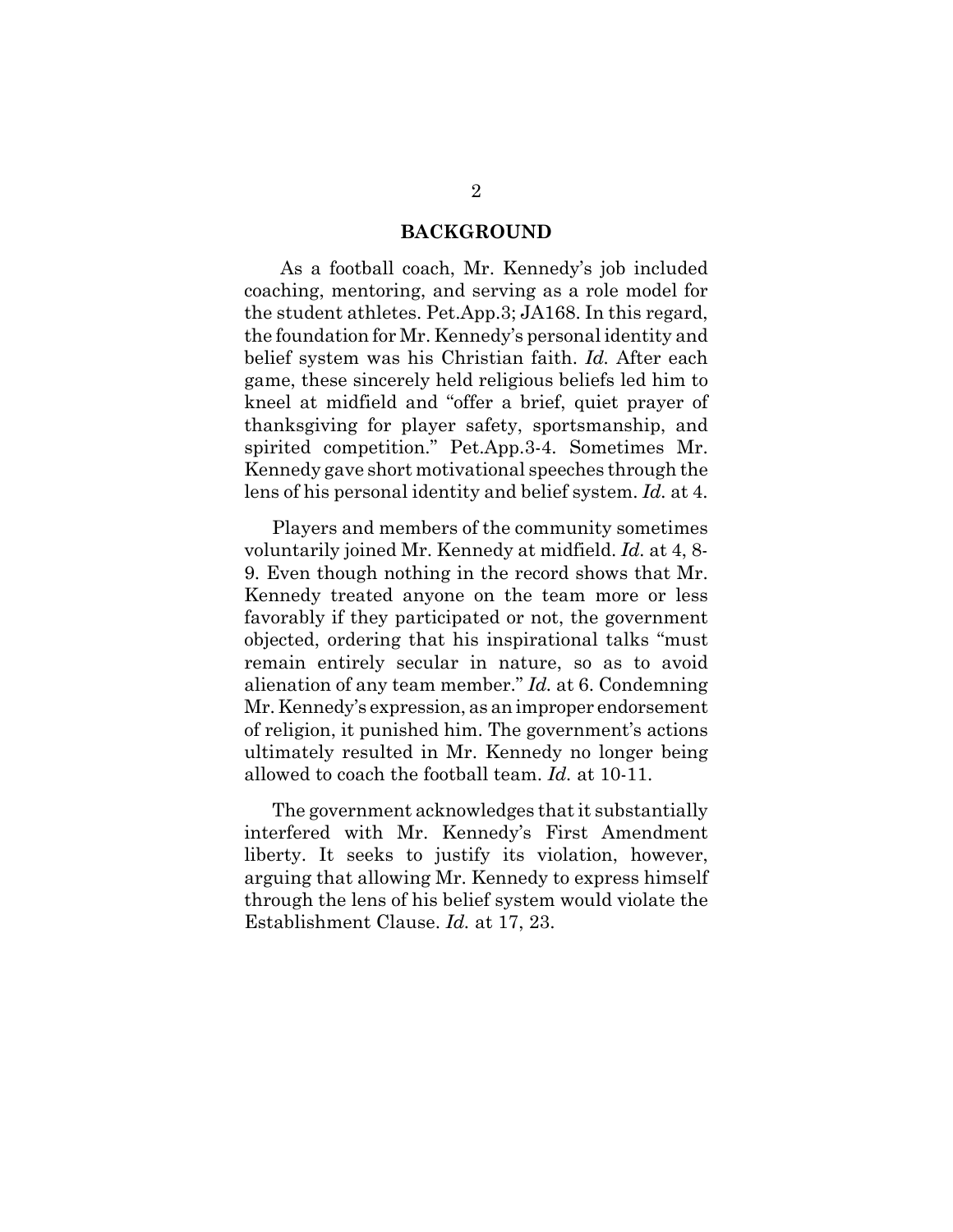## BACKGROUND

As a football coach, Mr. Kennedy's job included coaching, mentoring, and serving as a role model for the student athletes. Pet.App.3; JA168. In this regard, the foundation for Mr. Kennedy's personal identity and belief system was his Christian faith. *Id.* After each game, these sincerely held religious beliefs led him to kneel at midfield and "offer a brief, quiet prayer of thanksgiving for player safety, sportsmanship, and spirited competition." Pet.App.3-4. Sometimes Mr. Kennedy gave short motivational speeches through the lens of his personal identity and belief system. *Id.* at 4.

Players and members of the community sometimes voluntarily joined Mr. Kennedy at midfield. *Id.* at 4, 8-9. Even though nothing in the record shows that Mr. Kennedy treated anyone on the team more or less favorably if they participated or not, the government objected, ordering that his inspirational talks "must remain entirely secular in nature, so as to avoid alienation of any team member." *Id.* at 6. Condemning Mr. Kennedy's expression, as an improper endorsement of religion, it punished him. The government's actions ultimately resulted in Mr. Kennedy no longer being allowed to coach the football team. *Id.* at 10-11.

The government acknowledges that it substantially interfered with Mr. Kennedy's First Amendment liberty. It seeks to justify its violation, however, arguing that allowing Mr. Kennedy to express himself through the lens of his belief system would violate the Establishment Clause. *Id.* at 17, 23.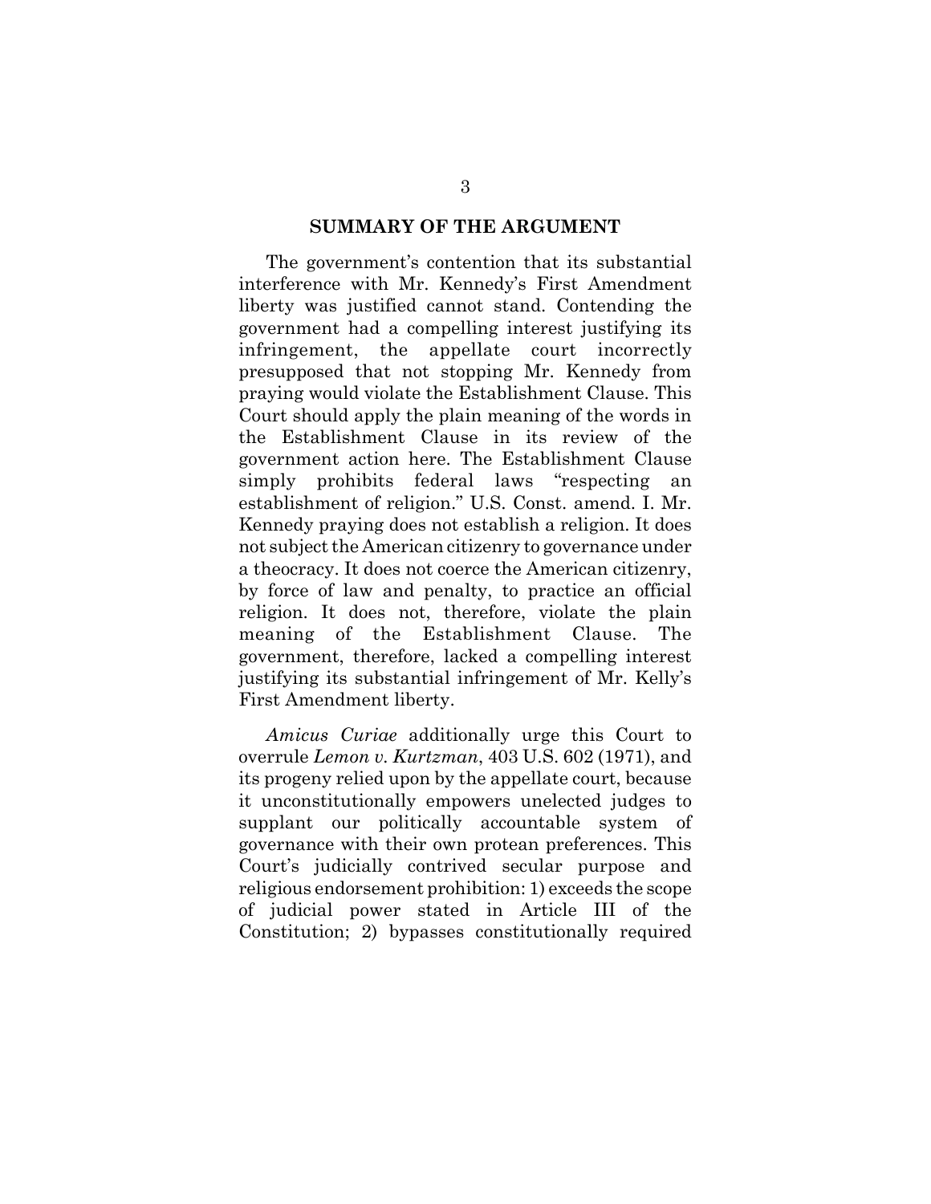## SUMMARY OF THE ARGUMENT

The government's contention that its substantial interference with Mr. Kennedy's First Amendment liberty was justified cannot stand. Contending the government had a compelling interest justifying its infringement, the appellate court incorrectly presupposed that not stopping Mr. Kennedy from praying would violate the Establishment Clause. This Court should apply the plain meaning of the words in the Establishment Clause in its review of the government action here. The Establishment Clause simply prohibits federal laws "respecting an establishment of religion." U.S. Const. amend. I. Mr. Kennedy praying does not establish a religion. It does not subject the American citizenry to governance under a theocracy. It does not coerce the American citizenry, by force of law and penalty, to practice an official religion. It does not, therefore, violate the plain meaning of the Establishment Clause. The government, therefore, lacked a compelling interest justifying its substantial infringement of Mr. Kelly's First Amendment liberty.

*Amicus Curiae* additionally urge this Court to overrule *Lemon v. Kurtzman*, 403 U.S. 602 (1971), and its progeny relied upon by the appellate court, because it unconstitutionally empowers unelected judges to supplant our politically accountable system of governance with their own protean preferences. This Court's judicially contrived secular purpose and religious endorsement prohibition: 1) exceeds the scope of judicial power stated in Article III of the Constitution; 2) bypasses constitutionally required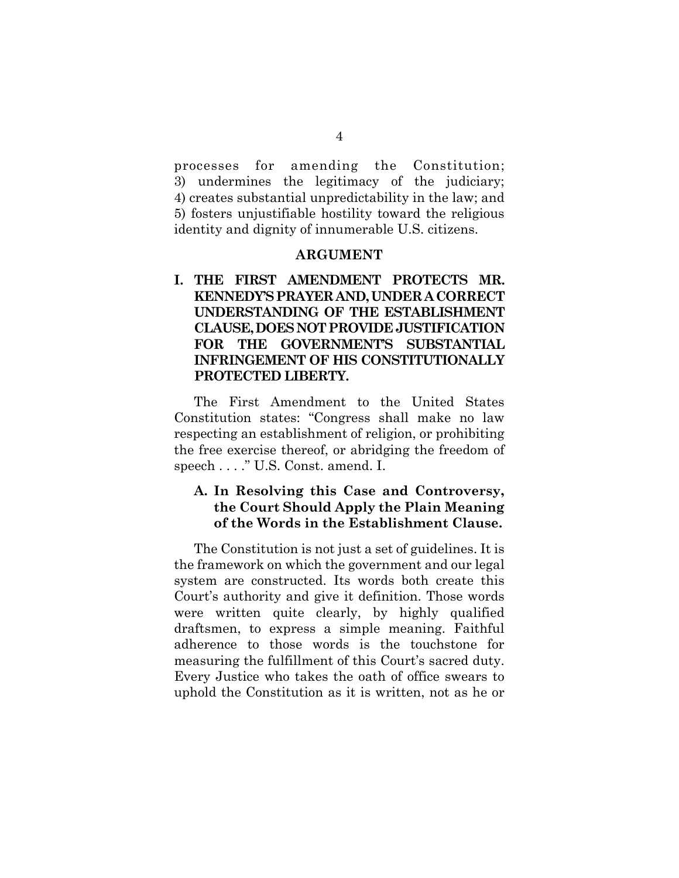processes for amending the Constitution; 3) undermines the legitimacy of the judiciary; 4) creates substantial unpredictability in the law; and 5) fosters unjustifiable hostility toward the religious identity and dignity of innumerable U.S. citizens.

## ARGUMENT

### I. THE FIRST AMENDMENT PROTECTS MR. KENNEDY'S PRAYER AND, UNDER A CORRECT UNDERSTANDING OF THE ESTABLISHMENT CLAUSE, DOES NOT PROVIDE JUSTIFICATION FOR THE GOVERNMENT'S SUBSTANTIAL INFRINGEMENT OF HIS CONSTITUTIONALLY PROTECTED LIBERTY.

The First Amendment to the United States Constitution states: "Congress shall make no law respecting an establishment of religion, or prohibiting the free exercise thereof, or abridging the freedom of speech . . . ." U.S. Const. amend. I.

#### A. In Resolving this Case and Controversy, the Court Should Apply the Plain Meaning of the Words in the Establishment Clause.

The Constitution is not just a set of guidelines. It is the framework on which the government and our legal system are constructed. Its words both create this Court's authority and give it definition. Those words were written quite clearly, by highly qualified draftsmen, to express a simple meaning. Faithful adherence to those words is the touchstone for measuring the fulfillment of this Court's sacred duty. Every Justice who takes the oath of office swears to uphold the Constitution as it is written, not as he or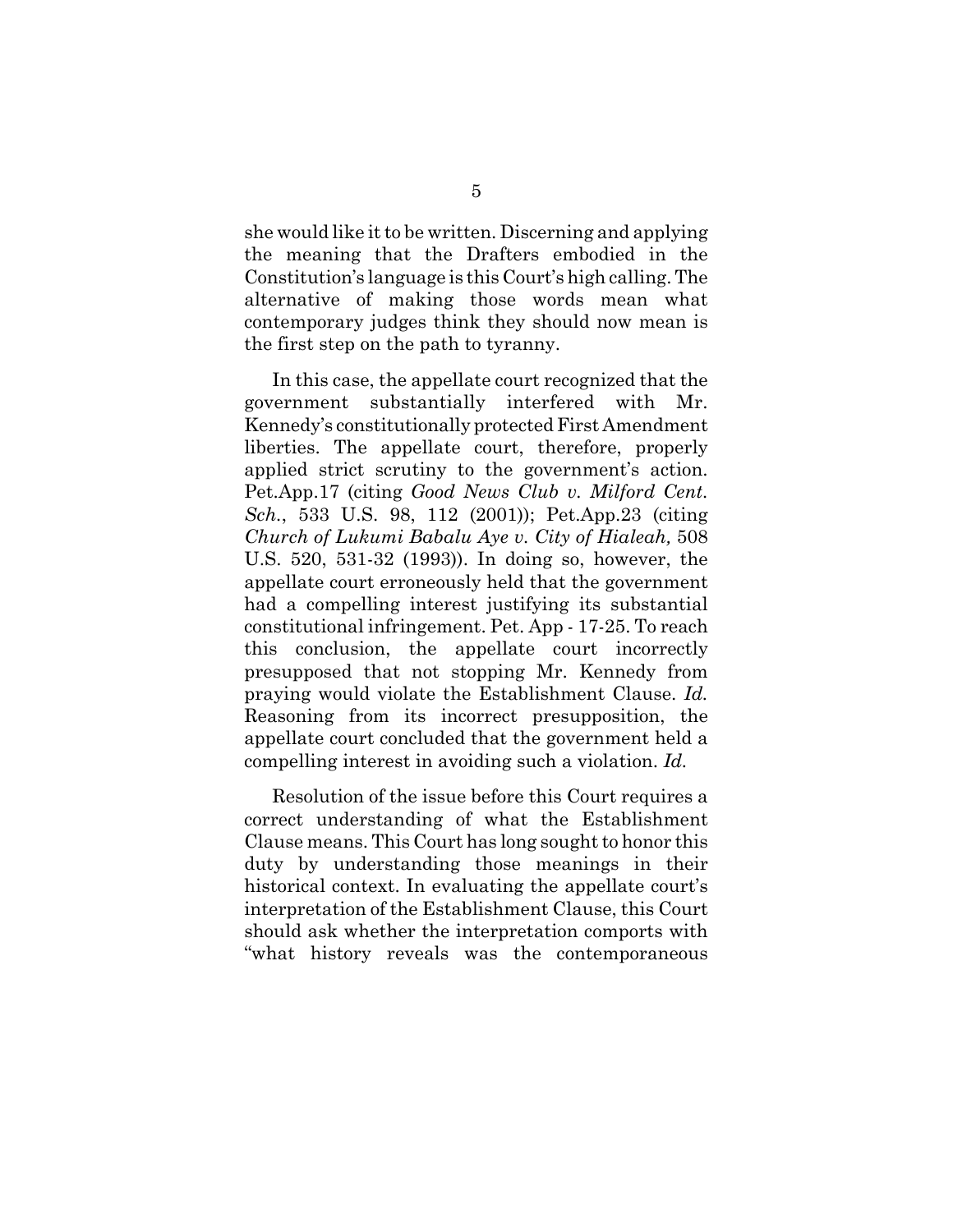she would like it to be written. Discerning and applying the meaning that the Drafters embodied in the Constitution's language is this Court's high calling. The alternative of making those words mean what contemporary judges think they should now mean is the first step on the path to tyranny.

In this case, the appellate court recognized that the government substantially interfered with Mr. Kennedy's constitutionally protected First Amendment liberties. The appellate court, therefore, properly applied strict scrutiny to the government's action. Pet.App.17 (citing *Good News Club v. Milford Cent. Sch.*, 533 U.S. 98, 112 (2001)); Pet.App.23 (citing *Church of Lukumi Babalu Aye v. City of Hialeah,* 508 U.S. 520, 531-32 (1993)). In doing so, however, the appellate court erroneously held that the government had a compelling interest justifying its substantial constitutional infringement. Pet. App - 17-25. To reach this conclusion, the appellate court incorrectly presupposed that not stopping Mr. Kennedy from praying would violate the Establishment Clause. *Id.* Reasoning from its incorrect presupposition, the appellate court concluded that the government held a compelling interest in avoiding such a violation. *Id.*

Resolution of the issue before this Court requires a correct understanding of what the Establishment Clause means. This Court has long sought to honor this duty by understanding those meanings in their historical context. In evaluating the appellate court's interpretation of the Establishment Clause, this Court should ask whether the interpretation comports with "what history reveals was the contemporaneous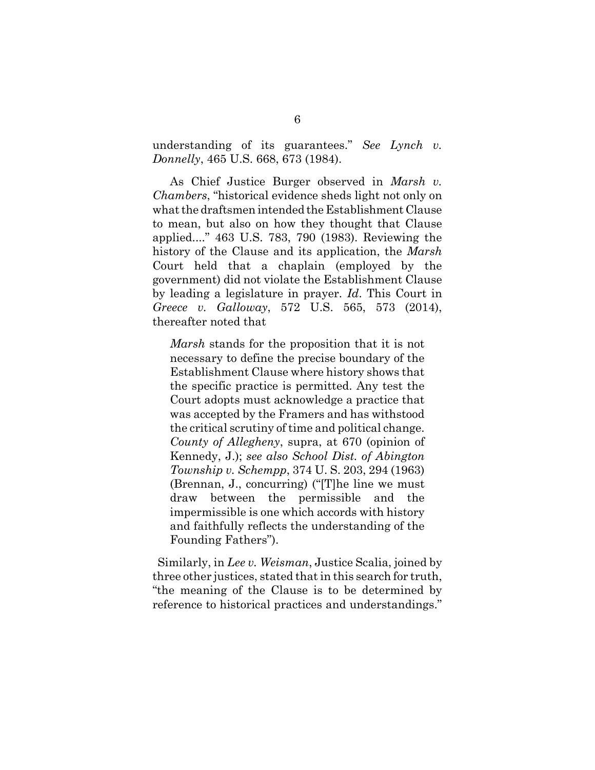understanding of its guarantees." *See Lynch v. Donnelly*, 465 U.S. 668, 673 (1984).

As Chief Justice Burger observed in *Marsh v. Chambers*, "historical evidence sheds light not only on what the draftsmen intended the Establishment Clause to mean, but also on how they thought that Clause applied...." 463 U.S. 783, 790 (1983). Reviewing the history of the Clause and its application, the *Marsh* Court held that a chaplain (employed by the government) did not violate the Establishment Clause by leading a legislature in prayer. *Id*. This Court in *Greece v. Galloway*, 572 U.S. 565, 573 (2014), thereafter noted that

> *Marsh* stands for the proposition that it is not necessary to define the precise boundary of the Establishment Clause where history shows that the specific practice is permitted. Any test the Court adopts must acknowledge a practice that was accepted by the Framers and has withstood the critical scrutiny of time and political change. *County of Allegheny*, supra, at 670 (opinion of Kennedy, J.); *see also School Dist. of Abington Township v. Schempp*, 374 U. S. 203, 294 (1963) (Brennan, J., concurring) ("[T]he line we must draw between the permissible and the impermissible is one which accords with history and faithfully reflects the understanding of the Founding Fathers").

Similarly, in *Lee v. Weisman*, Justice Scalia, joined by three other justices, stated that in this search for truth, "the meaning of the Clause is to be determined by reference to historical practices and understandings."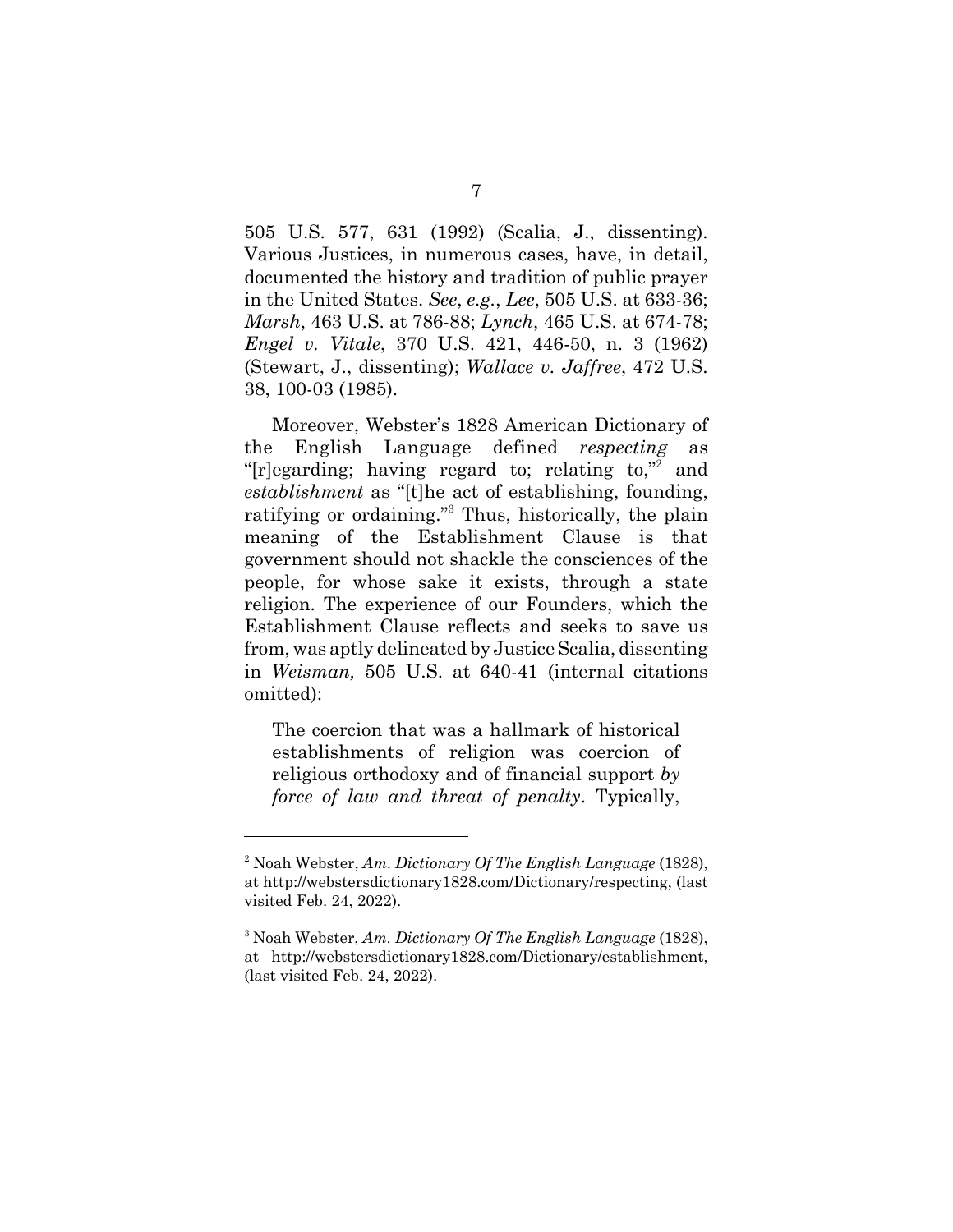505 U.S. 577, 631 (1992) (Scalia, J., dissenting). Various Justices, in numerous cases, have, in detail, documented the history and tradition of public prayer in the United States. *See*, *e.g.*, *Lee*, 505 U.S. at 633-36; *Marsh*, 463 U.S. at 786-88; *Lynch*, 465 U.S. at 674-78; *Engel v. Vitale*, 370 U.S. 421, 446-50, n. 3 (1962) (Stewart, J., dissenting); *Wallace v. Jaffree*, 472 U.S. 38, 100-03 (1985).

Moreover, Webster's 1828 American Dictionary of the English Language defined *respecting* as "[r]egarding; having regard to; relating to,"[2] and *establishment* as "[t]he act of establishing, founding, ratifying or ordaining."[3] Thus, historically, the plain meaning of the Establishment Clause is that government should not shackle the consciences of the people, for whose sake it exists, through a state religion. The experience of our Founders, which the Establishment Clause reflects and seeks to save us from, was aptly delineated by Justice Scalia, dissenting in *Weisman,* 505 U.S. at 640-41 (internal citations omitted):

> The coercion that was a hallmark of historical establishments of religion was coercion of religious orthodoxy and of financial support *by force of law and threat of penalty*. Typically,

---

[2] Noah Webster, *Am. Dictionary Of The English Language* (1828), at http://webstersdictionary1828.com/Dictionary/respecting, (last visited Feb. 24, 2022).

[3] Noah Webster, *Am. Dictionary Of The English Language* (1828), at http://webstersdictionary1828.com/Dictionary/establishment, (last visited Feb. 24, 2022).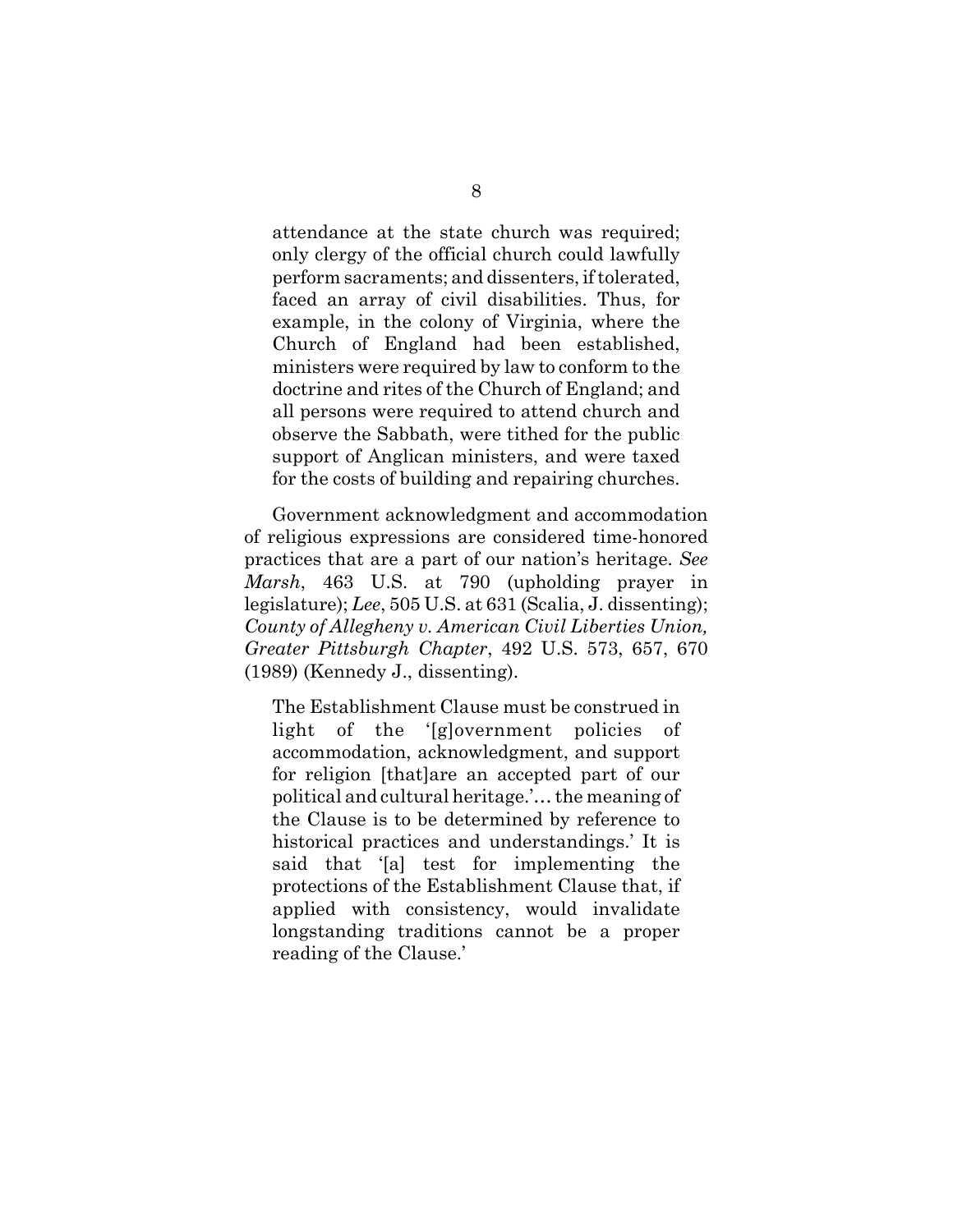> attendance at the state church was required; only clergy of the official church could lawfully perform sacraments; and dissenters, if tolerated, faced an array of civil disabilities. Thus, for example, in the colony of Virginia, where the Church of England had been established, ministers were required by law to conform to the doctrine and rites of the Church of England; and all persons were required to attend church and observe the Sabbath, were tithed for the public support of Anglican ministers, and were taxed for the costs of building and repairing churches.

Government acknowledgment and accommodation of religious expressions are considered time-honored practices that are a part of our nation's heritage. *See Marsh*, 463 U.S. at 790 (upholding prayer in legislature); *Lee*, 505 U.S. at 631 (Scalia, J. dissenting); *County of Allegheny v. American Civil Liberties Union, Greater Pittsburgh Chapter*, 492 U.S. 573, 657, 670 (1989) (Kennedy J., dissenting).

> The Establishment Clause must be construed in light of the '[g]overnment policies of accommodation, acknowledgment, and support for religion [that]are an accepted part of our political and cultural heritage.'… the meaning of the Clause is to be determined by reference to historical practices and understandings.' It is said that '[a] test for implementing the protections of the Establishment Clause that, if applied with consistency, would invalidate longstanding traditions cannot be a proper reading of the Clause.'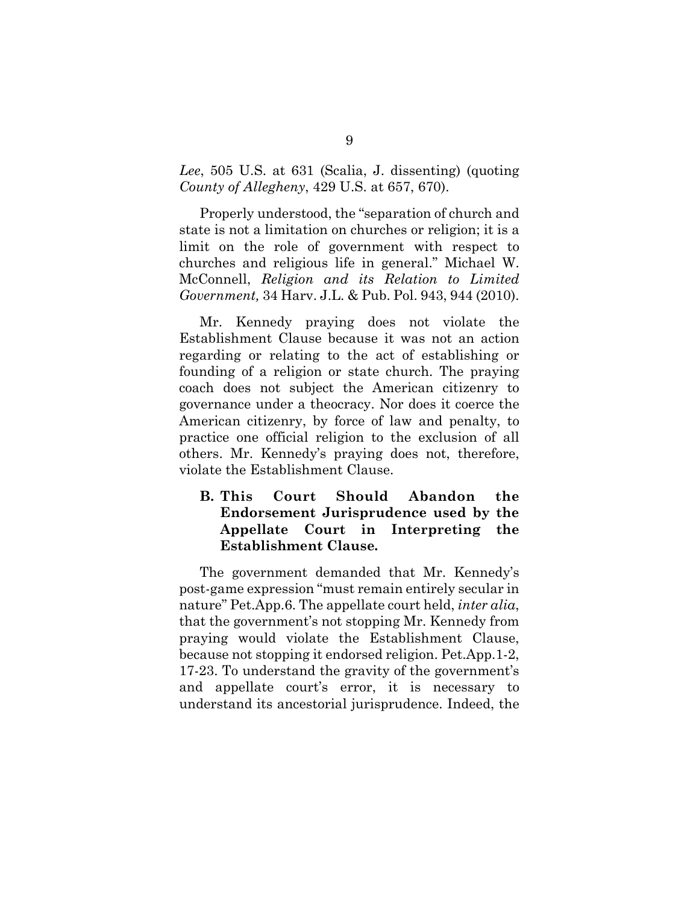*Lee*, 505 U.S. at 631 (Scalia, J. dissenting) (quoting *County of Allegheny*, 429 U.S. at 657, 670).

Properly understood, the "separation of church and state is not a limitation on churches or religion; it is a limit on the role of government with respect to churches and religious life in general." Michael W. McConnell, *Religion and its Relation to Limited Government,* 34 Harv. J.L. & Pub. Pol. 943, 944 (2010).

Mr. Kennedy praying does not violate the Establishment Clause because it was not an action regarding or relating to the act of establishing or founding of a religion or state church. The praying coach does not subject the American citizenry to governance under a theocracy. Nor does it coerce the American citizenry, by force of law and penalty, to practice one official religion to the exclusion of all others. Mr. Kennedy's praying does not, therefore, violate the Establishment Clause.

### B. This Court Should Abandon the Endorsement Jurisprudence used by the Appellate Court in Interpreting the Establishment Clause.

The government demanded that Mr. Kennedy's post-game expression "must remain entirely secular in nature" Pet.App.6. The appellate court held, *inter alia*, that the government's not stopping Mr. Kennedy from praying would violate the Establishment Clause, because not stopping it endorsed religion. Pet.App.1-2, 17-23. To understand the gravity of the government's and appellate court's error, it is necessary to understand its ancestorial jurisprudence. Indeed, the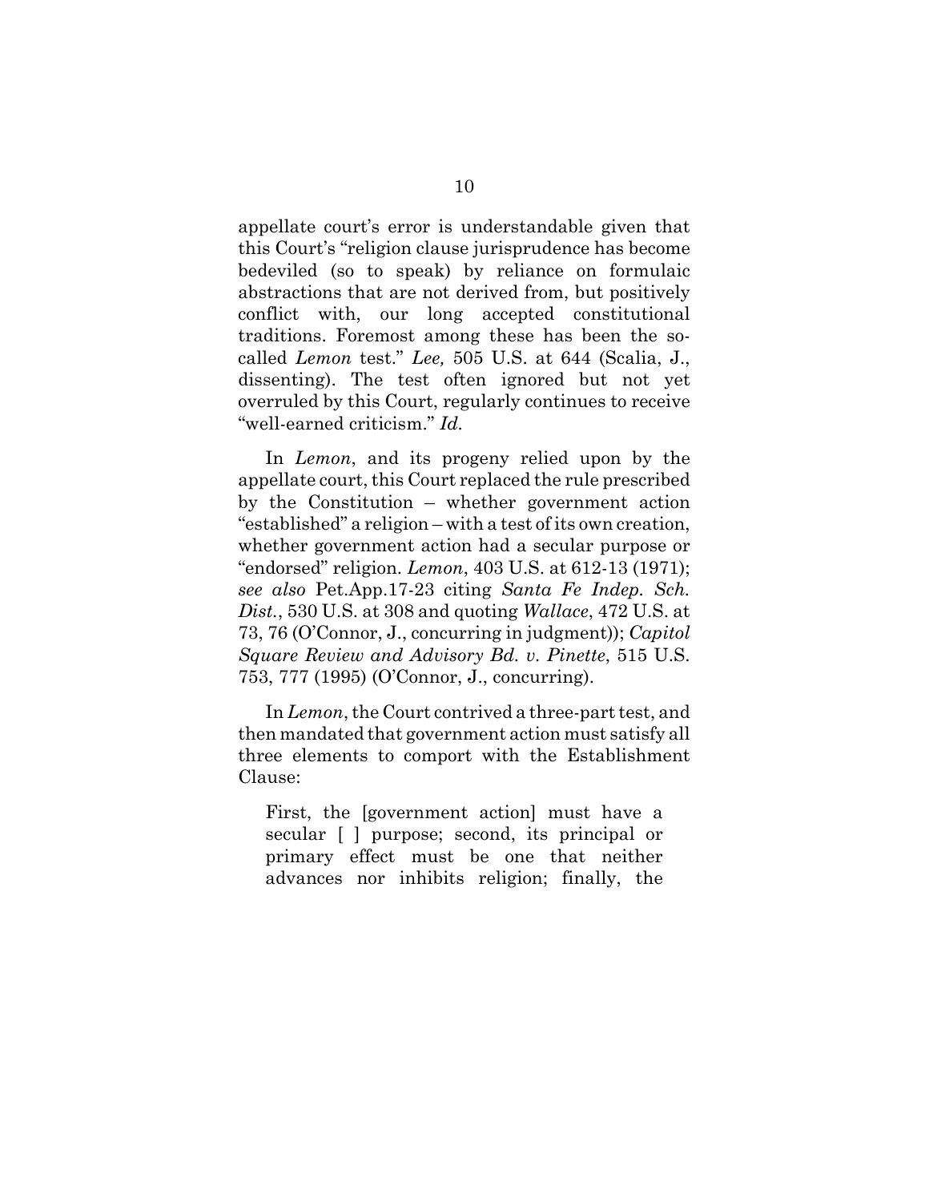appellate court's error is understandable given that this Court's "religion clause jurisprudence has become bedeviled (so to speak) by reliance on formulaic abstractions that are not derived from, but positively conflict with, our long accepted constitutional traditions. Foremost among these has been the so-called *Lemon* test." *Lee,* 505 U.S. at 644 (Scalia, J., dissenting). The test often ignored but not yet overruled by this Court, regularly continues to receive "well-earned criticism." *Id.*

In *Lemon*, and its progeny relied upon by the appellate court, this Court replaced the rule prescribed by the Constitution – whether government action "established" a religion – with a test of its own creation, whether government action had a secular purpose or "endorsed" religion. *Lemon*, 403 U.S. at 612-13 (1971); *see also* Pet.App.17-23 citing *Santa Fe Indep. Sch. Dist.*, 530 U.S. at 308 and quoting *Wallace*, 472 U.S. at 73, 76 (O'Connor, J., concurring in judgment)); *Capitol Square Review and Advisory Bd. v. Pinette*, 515 U.S. 753, 777 (1995) (O'Connor, J., concurring).

In *Lemon*, the Court contrived a three-part test, and then mandated that government action must satisfy all three elements to comport with the Establishment Clause:

> First, the [government action] must have a secular [ ] purpose; second, its principal or primary effect must be one that neither advances nor inhibits religion; finally, the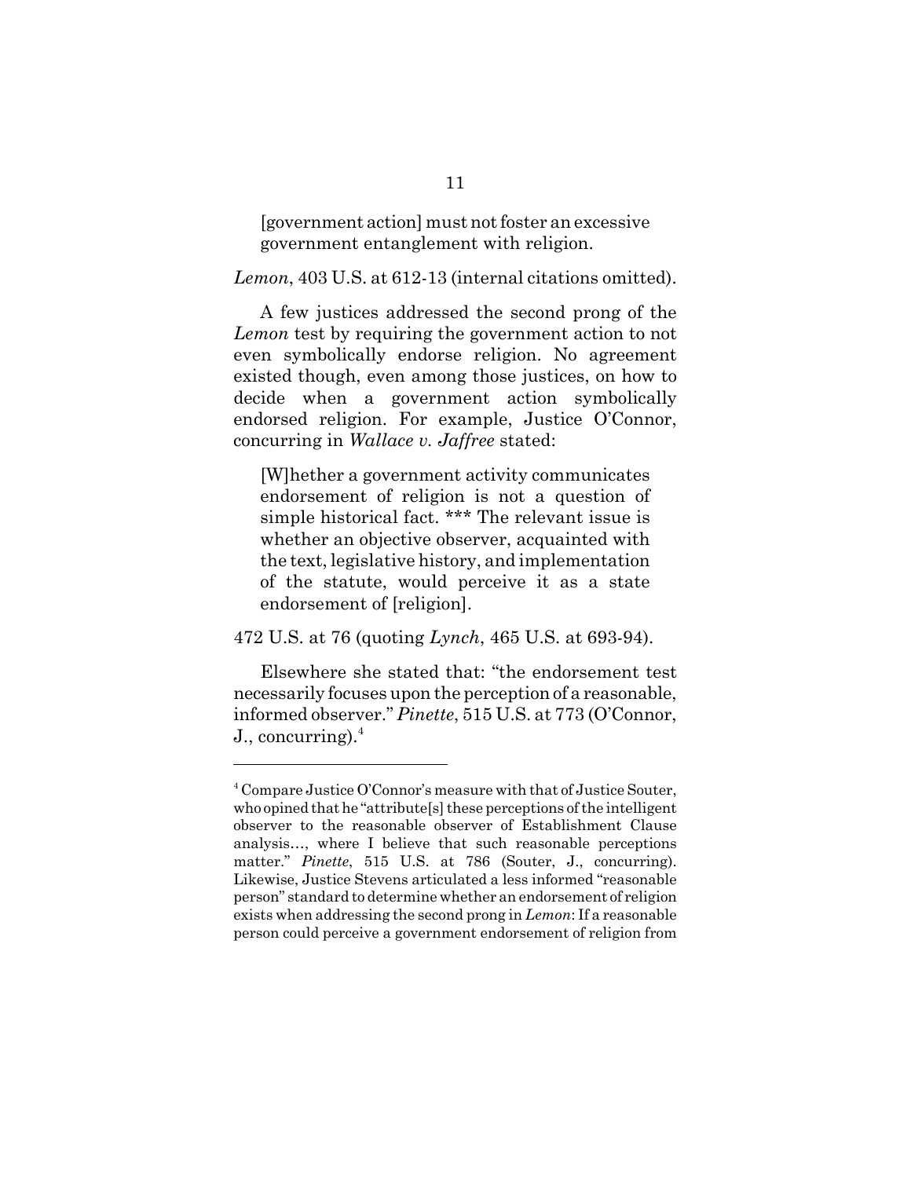> [government action] must not foster an excessive government entanglement with religion.

*Lemon*, 403 U.S. at 612-13 (internal citations omitted).

A few justices addressed the second prong of the *Lemon* test by requiring the government action to not even symbolically endorse religion. No agreement existed though, even among those justices, on how to decide when a government action symbolically endorsed religion. For example, Justice O'Connor, concurring in *Wallace v. Jaffree* stated:

> [W]hether a government activity communicates endorsement of religion is not a question of simple historical fact. *** The relevant issue is whether an objective observer, acquainted with the text, legislative history, and implementation of the statute, would perceive it as a state endorsement of [religion].

472 U.S. at 76 (quoting *Lynch*, 465 U.S. at 693-94).

Elsewhere she stated that: "the endorsement test necessarily focuses upon the perception of a reasonable, informed observer." *Pinette*, 515 U.S. at 773 (O'Connor, J., concurring).[4]

---

[4] Compare Justice O'Connor's measure with that of Justice Souter, who opined that he "attribute[s] these perceptions of the intelligent observer to the reasonable observer of Establishment Clause analysis…, where I believe that such reasonable perceptions matter." *Pinette*, 515 U.S. at 786 (Souter, J., concurring). Likewise, Justice Stevens articulated a less informed "reasonable person" standard to determine whether an endorsement of religion exists when addressing the second prong in *Lemon*: If a reasonable person could perceive a government endorsement of religion from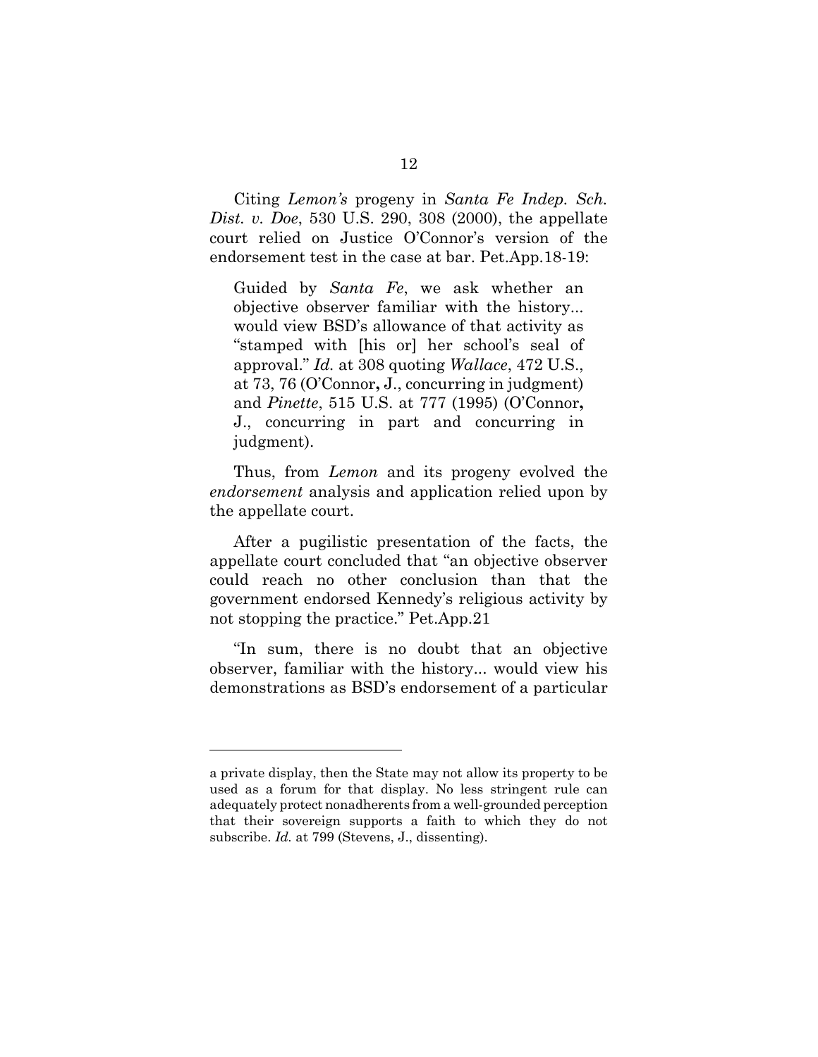Citing *Lemon's* progeny in *Santa Fe Indep. Sch. Dist. v. Doe*, 530 U.S. 290, 308 (2000), the appellate court relied on Justice O'Connor's version of the endorsement test in the case at bar. Pet.App.18-19:

> Guided by *Santa Fe*, we ask whether an objective observer familiar with the history... would view BSD's allowance of that activity as "stamped with [his or] her school's seal of approval." *Id.* at 308 quoting *Wallace*, 472 U.S., at 73, 76 (O'Connor**,** J., concurring in judgment) and *Pinette*, 515 U.S. at 777 (1995) (O'Connor**,** J., concurring in part and concurring in judgment).

Thus, from *Lemon* and its progeny evolved the *endorsement* analysis and application relied upon by the appellate court.

After a pugilistic presentation of the facts, the appellate court concluded that "an objective observer could reach no other conclusion than that the government endorsed Kennedy's religious activity by not stopping the practice." Pet.App.21

"In sum, there is no doubt that an objective observer, familiar with the history... would view his demonstrations as BSD's endorsement of a particular

---

a private display, then the State may not allow its property to be used as a forum for that display. No less stringent rule can adequately protect nonadherents from a well-grounded perception that their sovereign supports a faith to which they do not subscribe. *Id.* at 799 (Stevens, J., dissenting).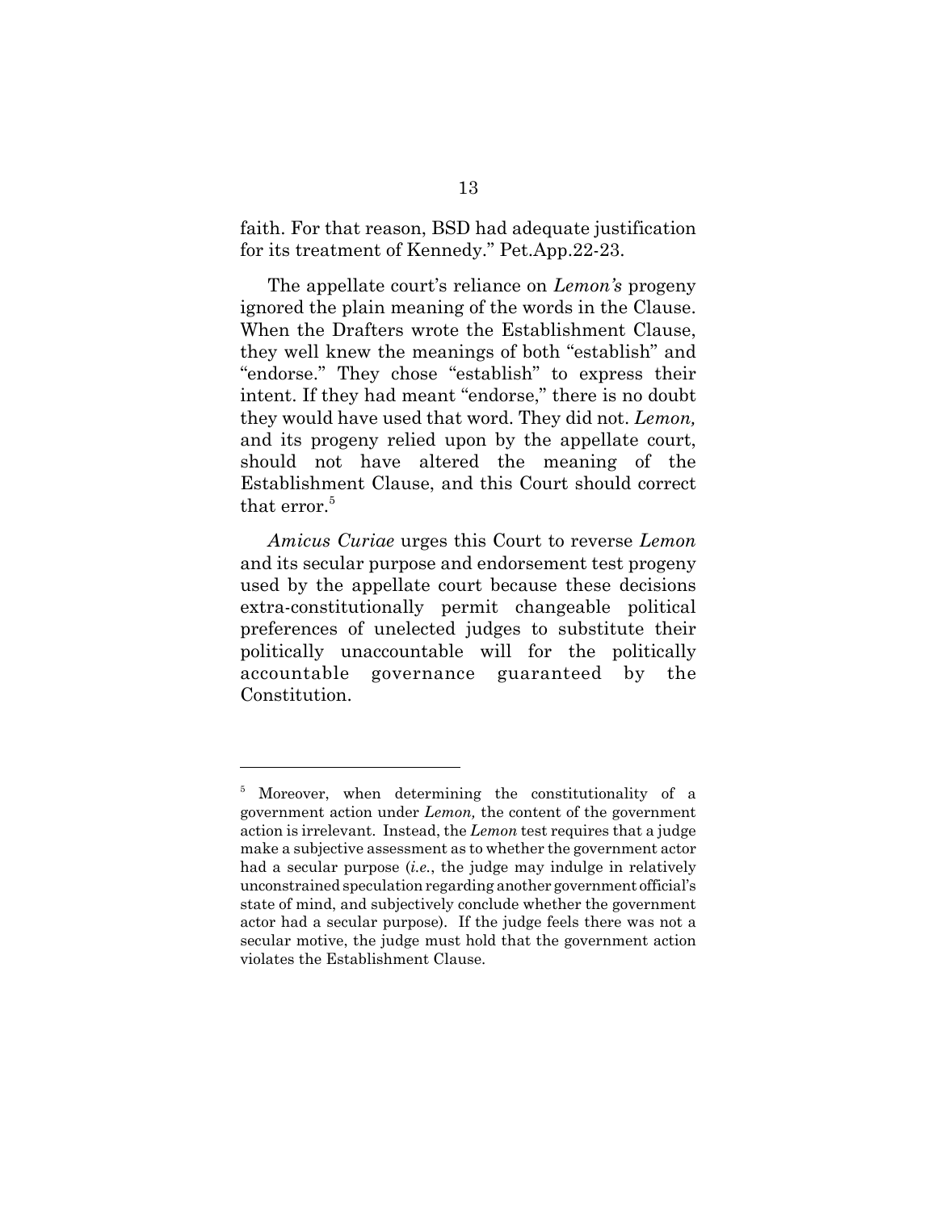faith. For that reason, BSD had adequate justification for its treatment of Kennedy." Pet.App.22-23.

The appellate court's reliance on *Lemon's* progeny ignored the plain meaning of the words in the Clause. When the Drafters wrote the Establishment Clause, they well knew the meanings of both "establish" and "endorse." They chose "establish" to express their intent. If they had meant "endorse," there is no doubt they would have used that word. They did not. *Lemon,* and its progeny relied upon by the appellate court, should not have altered the meaning of the Establishment Clause, and this Court should correct that error.[5]

*Amicus Curiae* urges this Court to reverse *Lemon* and its secular purpose and endorsement test progeny used by the appellate court because these decisions extra-constitutionally permit changeable political preferences of unelected judges to substitute their politically unaccountable will for the politically accountable governance guaranteed by the Constitution.

---

[5] Moreover, when determining the constitutionality of a government action under *Lemon,* the content of the government action is irrelevant. Instead, the *Lemon* test requires that a judge make a subjective assessment as to whether the government actor had a secular purpose (*i.e.*, the judge may indulge in relatively unconstrained speculation regarding another government official's state of mind, and subjectively conclude whether the government actor had a secular purpose). If the judge feels there was not a secular motive, the judge must hold that the government action violates the Establishment Clause.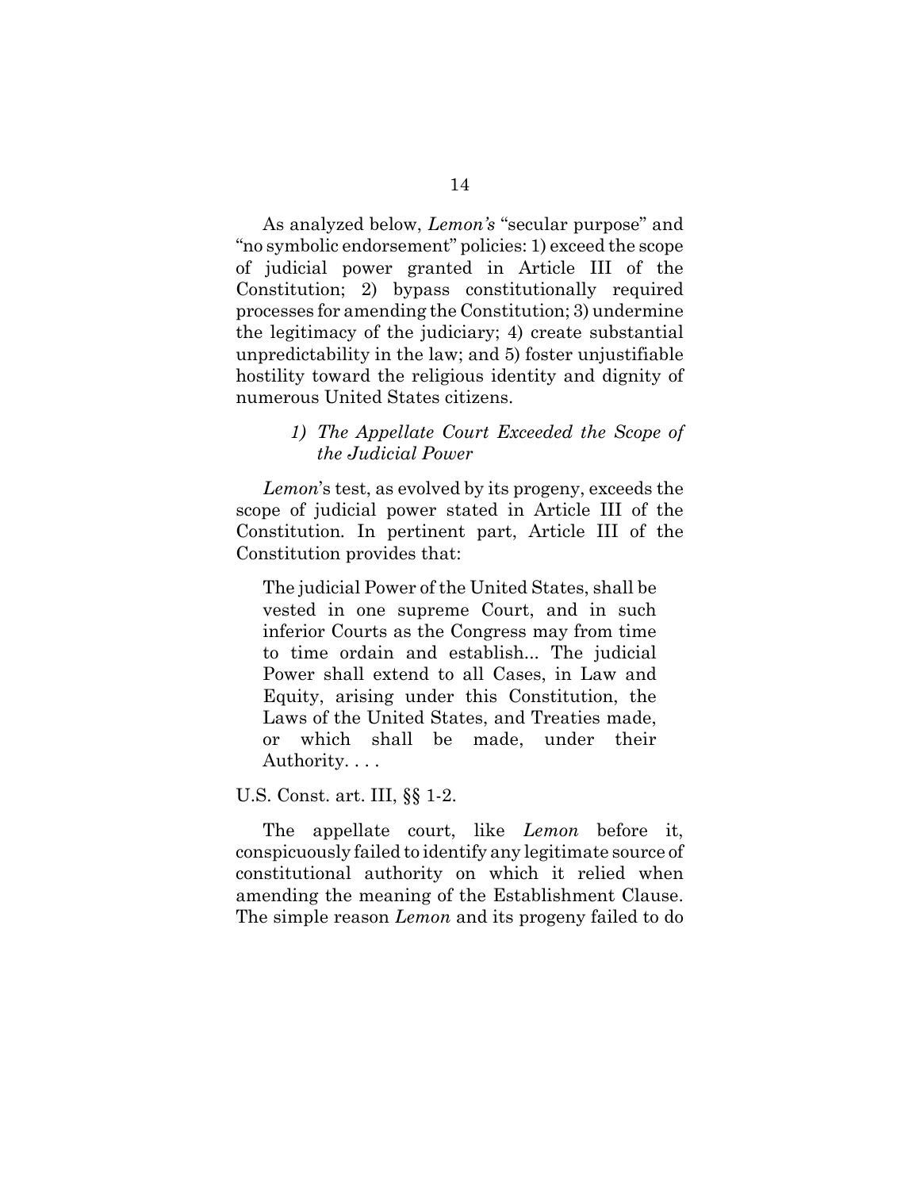As analyzed below, *Lemon's* "secular purpose" and "no symbolic endorsement" policies: 1) exceed the scope of judicial power granted in Article III of the Constitution; 2) bypass constitutionally required processes for amending the Constitution; 3) undermine the legitimacy of the judiciary; 4) create substantial unpredictability in the law; and 5) foster unjustifiable hostility toward the religious identity and dignity of numerous United States citizens.

### *1) The Appellate Court Exceeded the Scope of the Judicial Power*

*Lemon*'s test, as evolved by its progeny, exceeds the scope of judicial power stated in Article III of the Constitution. In pertinent part, Article III of the Constitution provides that:

> The judicial Power of the United States, shall be vested in one supreme Court, and in such inferior Courts as the Congress may from time to time ordain and establish... The judicial Power shall extend to all Cases, in Law and Equity, arising under this Constitution, the Laws of the United States, and Treaties made, or which shall be made, under their Authority. . . .

U.S. Const. art. III, §§ 1-2.

The appellate court, like *Lemon* before it, conspicuously failed to identify any legitimate source of constitutional authority on which it relied when amending the meaning of the Establishment Clause. The simple reason *Lemon* and its progeny failed to do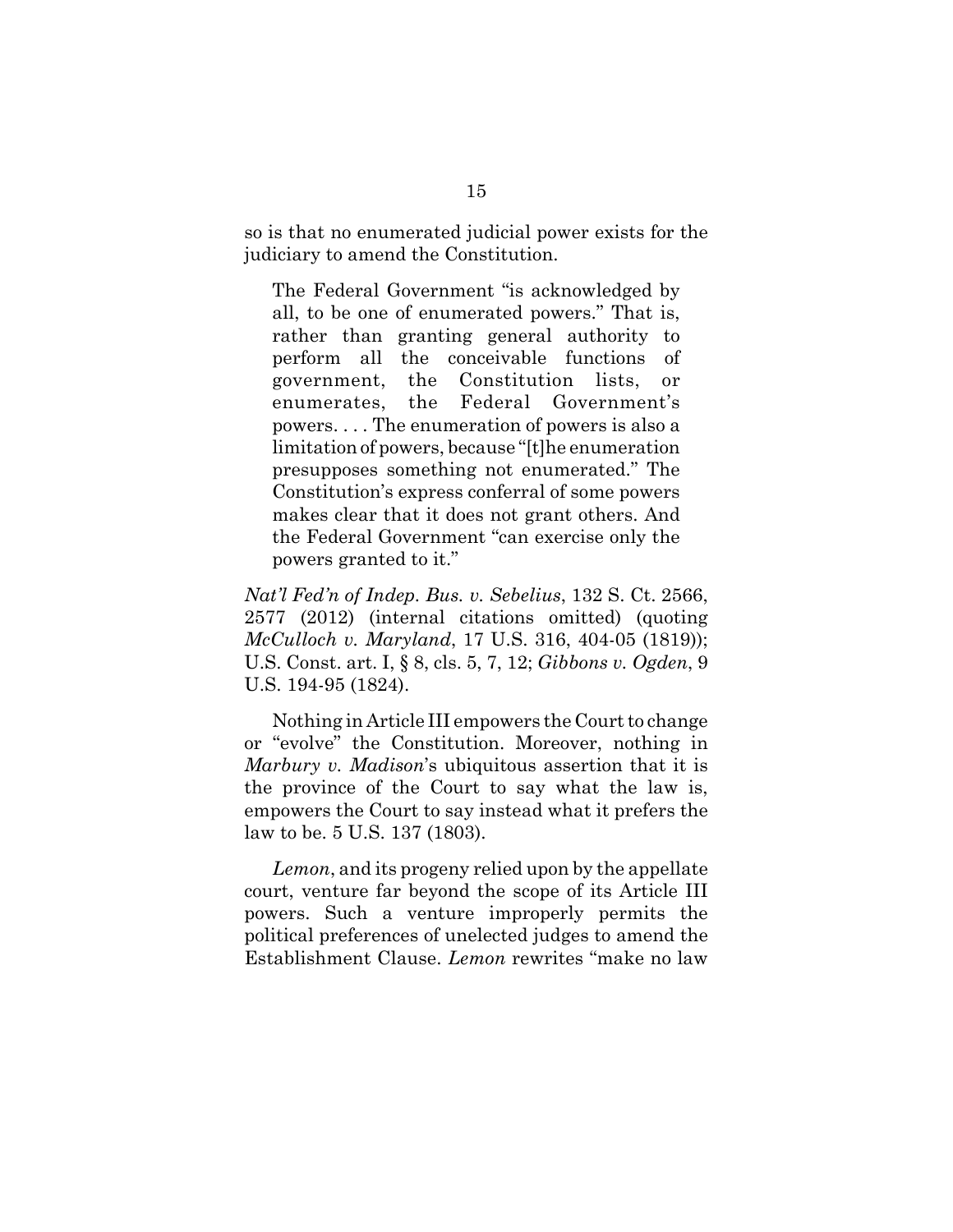so is that no enumerated judicial power exists for the judiciary to amend the Constitution.

> The Federal Government "is acknowledged by all, to be one of enumerated powers." That is, rather than granting general authority to perform all the conceivable functions of government, the Constitution lists, or enumerates, the Federal Government's powers. . . . The enumeration of powers is also a limitation of powers, because "[t]he enumeration presupposes something not enumerated." The Constitution's express conferral of some powers makes clear that it does not grant others. And the Federal Government "can exercise only the powers granted to it."

*Nat'l Fed'n of Indep. Bus. v. Sebelius*, 132 S. Ct. 2566, 2577 (2012) (internal citations omitted) (quoting *McCulloch v. Maryland*, 17 U.S. 316, 404-05 (1819)); U.S. Const. art. I, § 8, cls. 5, 7, 12; *Gibbons v. Ogden*, 9 U.S. 194-95 (1824).

Nothing in Article III empowers the Court to change or "evolve" the Constitution. Moreover, nothing in *Marbury v. Madison*'s ubiquitous assertion that it is the province of the Court to say what the law is, empowers the Court to say instead what it prefers the law to be. 5 U.S. 137 (1803).

*Lemon*, and its progeny relied upon by the appellate court, venture far beyond the scope of its Article III powers. Such a venture improperly permits the political preferences of unelected judges to amend the Establishment Clause. *Lemon* rewrites "make no law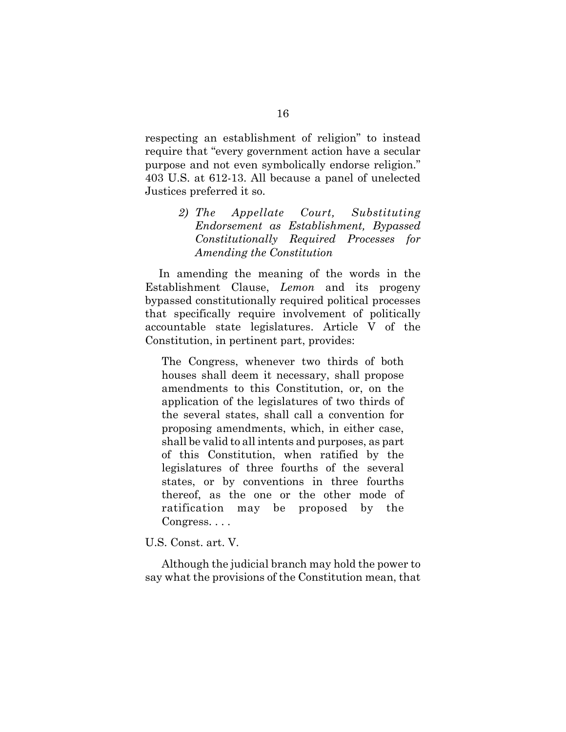respecting an establishment of religion" to instead require that "every government action have a secular purpose and not even symbolically endorse religion." 403 U.S. at 612-13. All because a panel of unelected Justices preferred it so.

### *2) The Appellate Court, Substituting Endorsement as Establishment, Bypassed Constitutionally Required Processes for Amending the Constitution*

In amending the meaning of the words in the Establishment Clause, *Lemon* and its progeny bypassed constitutionally required political processes that specifically require involvement of politically accountable state legislatures. Article V of the Constitution, in pertinent part, provides:

> The Congress, whenever two thirds of both houses shall deem it necessary, shall propose amendments to this Constitution, or, on the application of the legislatures of two thirds of the several states, shall call a convention for proposing amendments, which, in either case, shall be valid to all intents and purposes, as part of this Constitution, when ratified by the legislatures of three fourths of the several states, or by conventions in three fourths thereof, as the one or the other mode of ratification may be proposed by the Congress. . . .

U.S. Const. art. V.

Although the judicial branch may hold the power to say what the provisions of the Constitution mean, that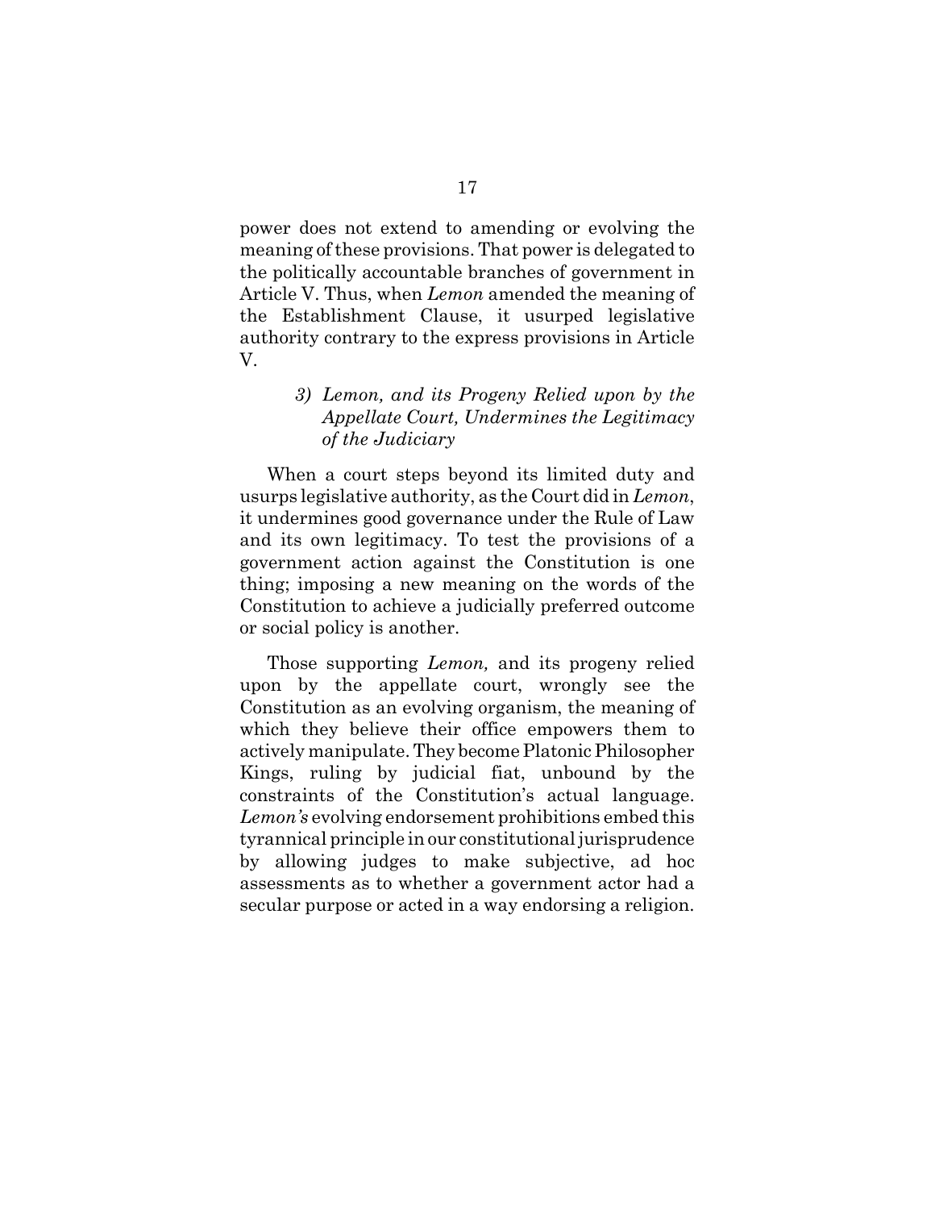power does not extend to amending or evolving the meaning of these provisions. That power is delegated to the politically accountable branches of government in Article V. Thus, when *Lemon* amended the meaning of the Establishment Clause, it usurped legislative authority contrary to the express provisions in Article V.

### *3) Lemon, and its Progeny Relied upon by the Appellate Court, Undermines the Legitimacy of the Judiciary*

When a court steps beyond its limited duty and usurps legislative authority, as the Court did in *Lemon*, it undermines good governance under the Rule of Law and its own legitimacy. To test the provisions of a government action against the Constitution is one thing; imposing a new meaning on the words of the Constitution to achieve a judicially preferred outcome or social policy is another.

Those supporting *Lemon,* and its progeny relied upon by the appellate court, wrongly see the Constitution as an evolving organism, the meaning of which they believe their office empowers them to actively manipulate. They become Platonic Philosopher Kings, ruling by judicial fiat, unbound by the constraints of the Constitution's actual language. *Lemon's* evolving endorsement prohibitions embed this tyrannical principle in our constitutional jurisprudence by allowing judges to make subjective, ad hoc assessments as to whether a government actor had a secular purpose or acted in a way endorsing a religion.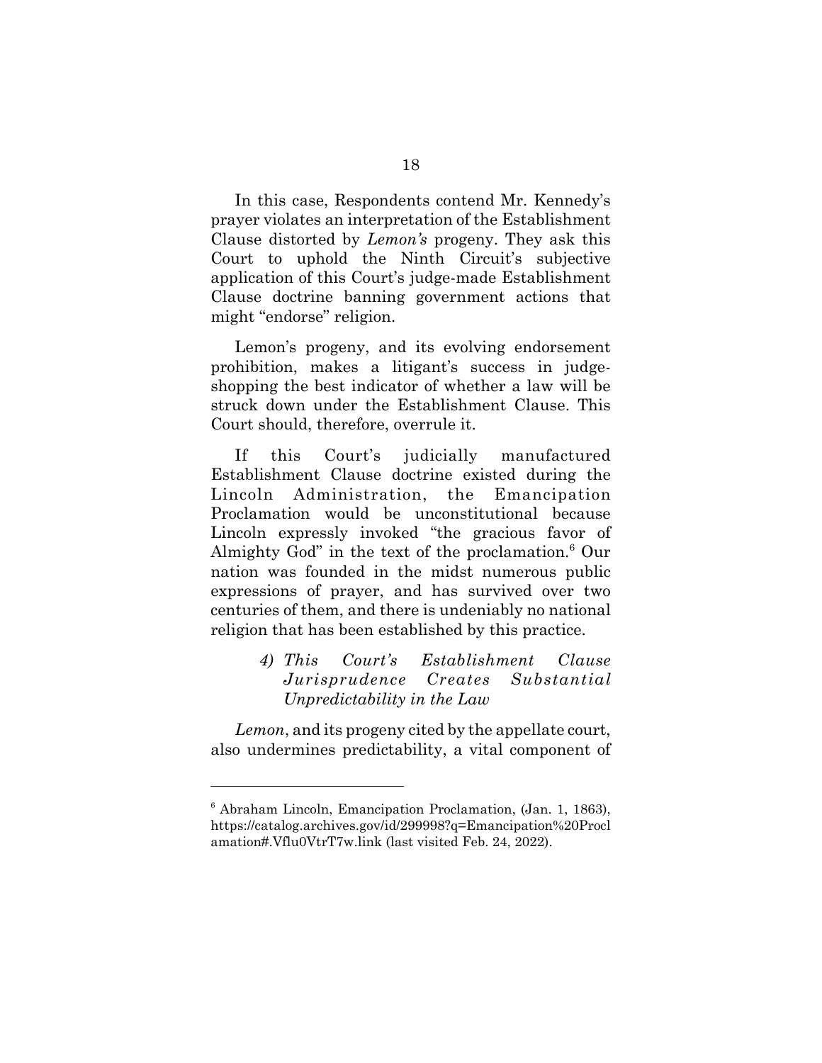In this case, Respondents contend Mr. Kennedy's prayer violates an interpretation of the Establishment Clause distorted by *Lemon's* progeny. They ask this Court to uphold the Ninth Circuit's subjective application of this Court's judge-made Establishment Clause doctrine banning government actions that might "endorse" religion.

Lemon's progeny, and its evolving endorsement prohibition, makes a litigant's success in judge-shopping the best indicator of whether a law will be struck down under the Establishment Clause. This Court should, therefore, overrule it.

If this Court's judicially manufactured Establishment Clause doctrine existed during the Lincoln Administration, the Emancipation Proclamation would be unconstitutional because Lincoln expressly invoked "the gracious favor of Almighty God" in the text of the proclamation.[6] Our nation was founded in the midst numerous public expressions of prayer, and has survived over two centuries of them, and there is undeniably no national religion that has been established by this practice.

> *4) This Court's Establishment Clause Jurisprudence Creates Substantial Unpredictability in the Law*

*Lemon*, and its progeny cited by the appellate court, also undermines predictability, a vital component of

---

[6] Abraham Lincoln, Emancipation Proclamation, (Jan. 1, 1863), https://catalog.archives.gov/id/299998?q=Emancipation%20Proclamation#.Vflu0VtrT7w.link (last visited Feb. 24, 2022).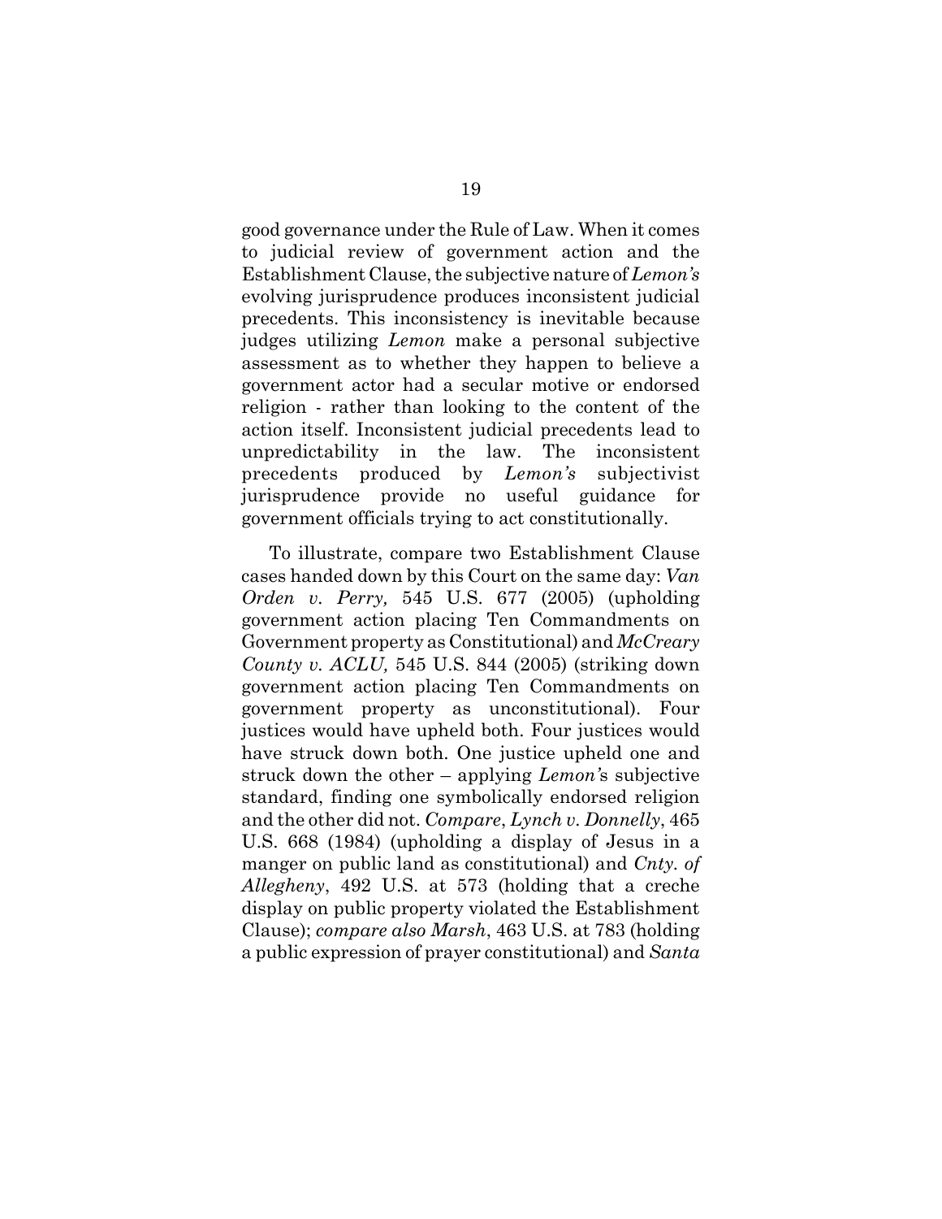good governance under the Rule of Law. When it comes to judicial review of government action and the Establishment Clause, the subjective nature of *Lemon's* evolving jurisprudence produces inconsistent judicial precedents. This inconsistency is inevitable because judges utilizing *Lemon* make a personal subjective assessment as to whether they happen to believe a government actor had a secular motive or endorsed religion - rather than looking to the content of the action itself. Inconsistent judicial precedents lead to unpredictability in the law. The inconsistent precedents produced by *Lemon's* subjectivist jurisprudence provide no useful guidance for government officials trying to act constitutionally.

To illustrate, compare two Establishment Clause cases handed down by this Court on the same day: *Van Orden v. Perry,* 545 U.S. 677 (2005) (upholding government action placing Ten Commandments on Government property as Constitutional) and *McCreary County v. ACLU,* 545 U.S. 844 (2005) (striking down government action placing Ten Commandments on government property as unconstitutional). Four justices would have upheld both. Four justices would have struck down both. One justice upheld one and struck down the other – applying *Lemon'*s subjective standard, finding one symbolically endorsed religion and the other did not. *Compare*, *Lynch v. Donnelly*, 465 U.S. 668 (1984) (upholding a display of Jesus in a manger on public land as constitutional) and *Cnty. of Allegheny*, 492 U.S. at 573 (holding that a creche display on public property violated the Establishment Clause); *compare also Marsh*, 463 U.S. at 783 (holding a public expression of prayer constitutional) and *Santa*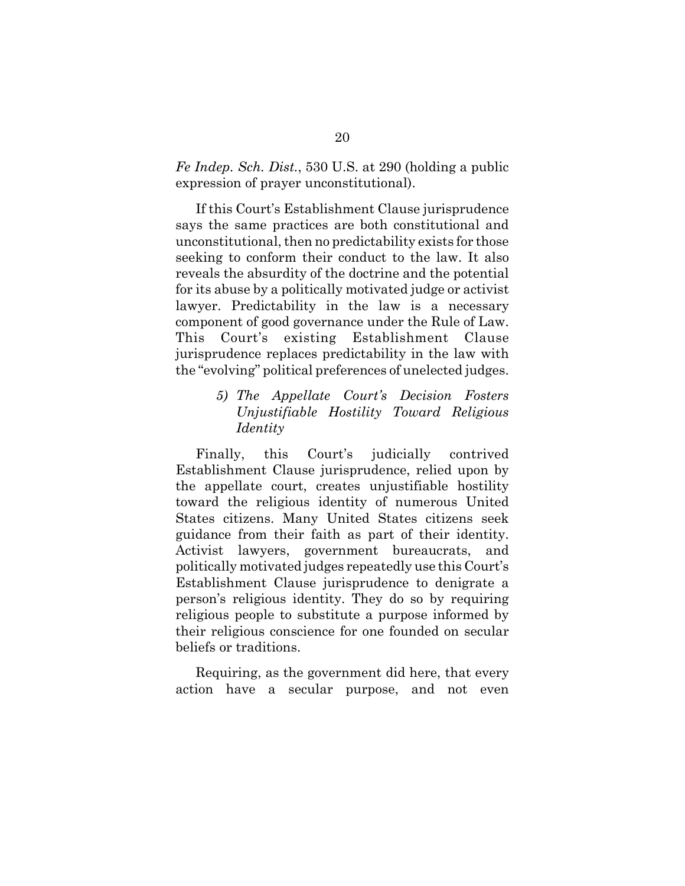*Fe Indep. Sch. Dist.*, 530 U.S. at 290 (holding a public expression of prayer unconstitutional).

If this Court's Establishment Clause jurisprudence says the same practices are both constitutional and unconstitutional, then no predictability exists for those seeking to conform their conduct to the law. It also reveals the absurdity of the doctrine and the potential for its abuse by a politically motivated judge or activist lawyer. Predictability in the law is a necessary component of good governance under the Rule of Law. This Court's existing Establishment Clause jurisprudence replaces predictability in the law with the "evolving" political preferences of unelected judges.

*5) The Appellate Court's Decision Fosters Unjustifiable Hostility Toward Religious Identity*

Finally, this Court's judicially contrived Establishment Clause jurisprudence, relied upon by the appellate court, creates unjustifiable hostility toward the religious identity of numerous United States citizens. Many United States citizens seek guidance from their faith as part of their identity. Activist lawyers, government bureaucrats, and politically motivated judges repeatedly use this Court's Establishment Clause jurisprudence to denigrate a person's religious identity. They do so by requiring religious people to substitute a purpose informed by their religious conscience for one founded on secular beliefs or traditions.

Requiring, as the government did here, that every action have a secular purpose, and not even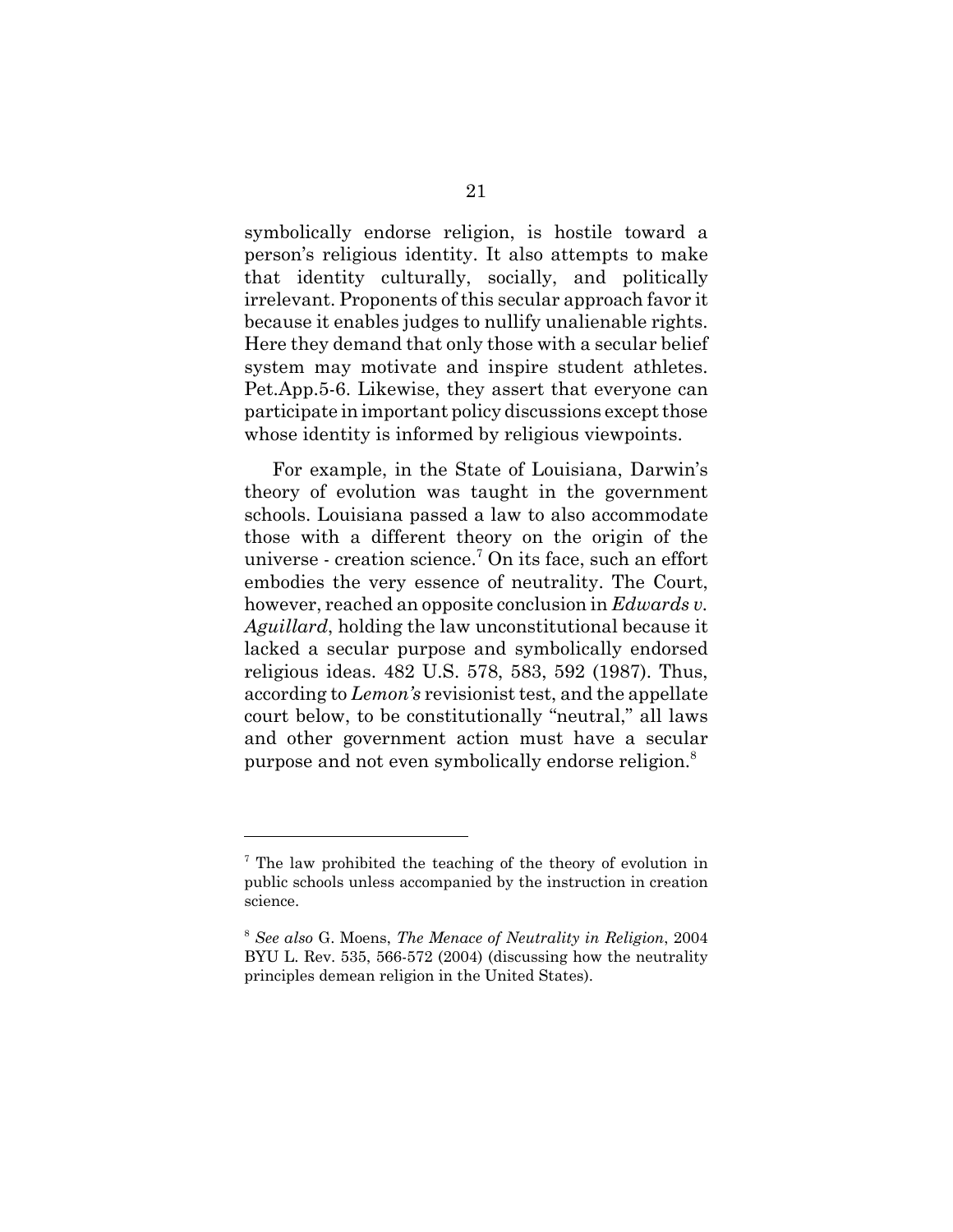symbolically endorse religion, is hostile toward a person's religious identity. It also attempts to make that identity culturally, socially, and politically irrelevant. Proponents of this secular approach favor it because it enables judges to nullify unalienable rights. Here they demand that only those with a secular belief system may motivate and inspire student athletes. Pet.App.5-6. Likewise, they assert that everyone can participate in important policy discussions except those whose identity is informed by religious viewpoints.

For example, in the State of Louisiana, Darwin's theory of evolution was taught in the government schools. Louisiana passed a law to also accommodate those with a different theory on the origin of the universe - creation science.[7] On its face, such an effort embodies the very essence of neutrality. The Court, however, reached an opposite conclusion in *Edwards v. Aguillard*, holding the law unconstitutional because it lacked a secular purpose and symbolically endorsed religious ideas. 482 U.S. 578, 583, 592 (1987). Thus, according to *Lemon's* revisionist test, and the appellate court below, to be constitutionally "neutral," all laws and other government action must have a secular purpose and not even symbolically endorse religion.[8]

---

[7] The law prohibited the teaching of the theory of evolution in public schools unless accompanied by the instruction in creation science.

[8] *See also* G. Moens, *The Menace of Neutrality in Religion*, 2004 BYU L. Rev. 535, 566-572 (2004) (discussing how the neutrality principles demean religion in the United States).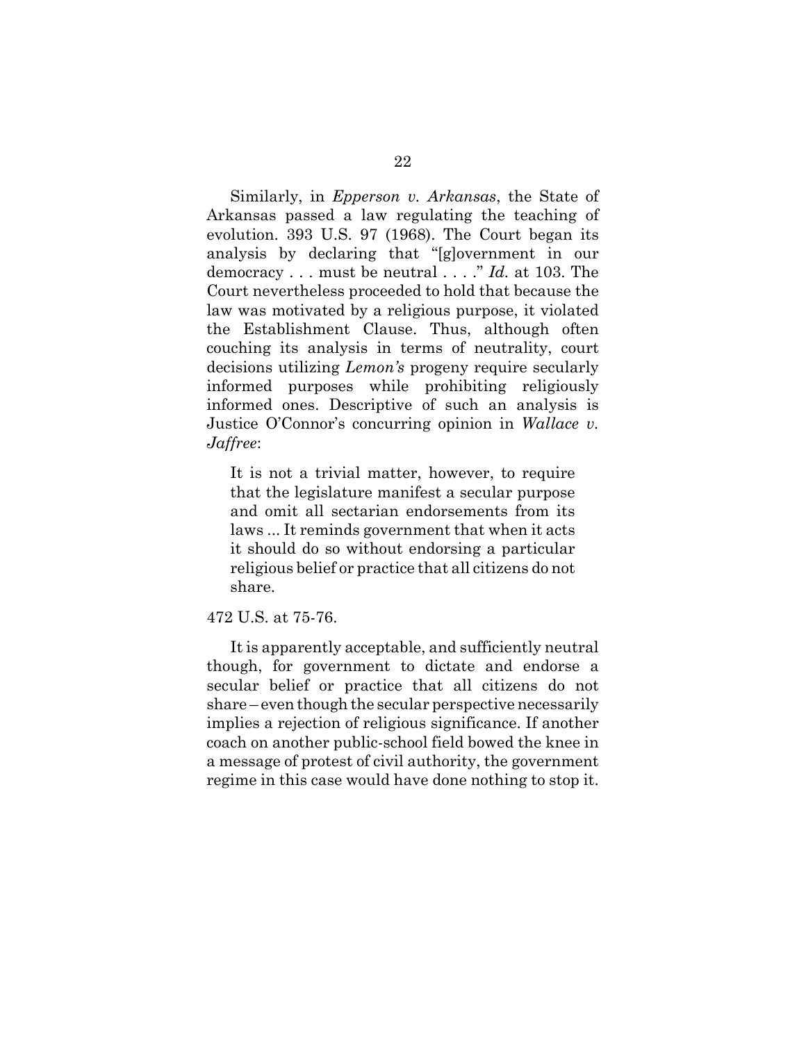Similarly, in *Epperson v. Arkansas*, the State of Arkansas passed a law regulating the teaching of evolution. 393 U.S. 97 (1968). The Court began its analysis by declaring that "[g]overnment in our democracy . . . must be neutral . . . ." *Id.* at 103. The Court nevertheless proceeded to hold that because the law was motivated by a religious purpose, it violated the Establishment Clause. Thus, although often couching its analysis in terms of neutrality, court decisions utilizing *Lemon's* progeny require secularly informed purposes while prohibiting religiously informed ones. Descriptive of such an analysis is Justice O'Connor's concurring opinion in *Wallace v. Jaffree*:

> It is not a trivial matter, however, to require that the legislature manifest a secular purpose and omit all sectarian endorsements from its laws ... It reminds government that when it acts it should do so without endorsing a particular religious belief or practice that all citizens do not share.

472 U.S. at 75-76.

It is apparently acceptable, and sufficiently neutral though, for government to dictate and endorse a secular belief or practice that all citizens do not share – even though the secular perspective necessarily implies a rejection of religious significance. If another coach on another public-school field bowed the knee in a message of protest of civil authority, the government regime in this case would have done nothing to stop it.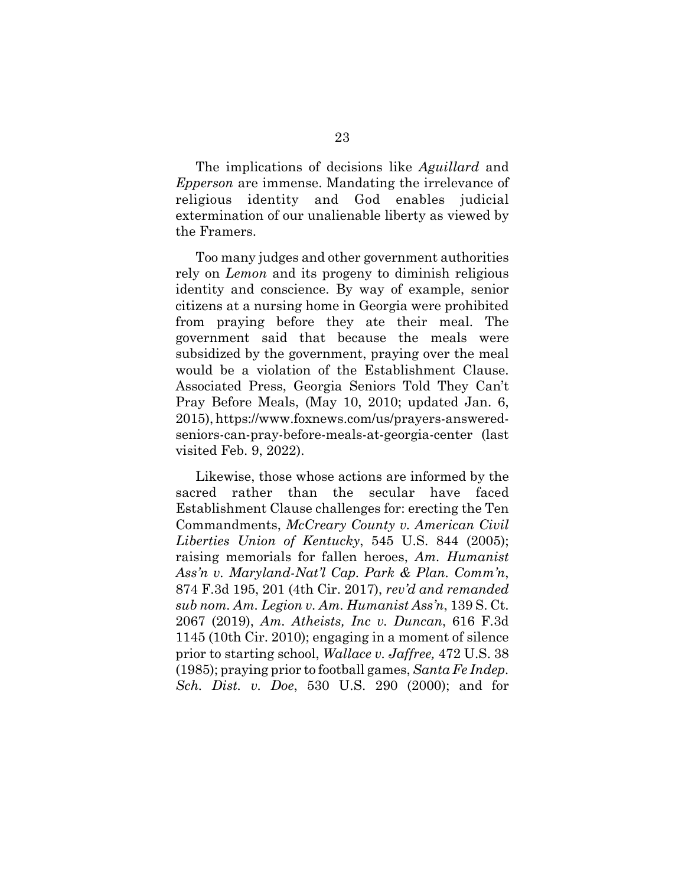The implications of decisions like *Aguillard* and *Epperson* are immense. Mandating the irrelevance of religious identity and God enables judicial extermination of our unalienable liberty as viewed by the Framers.

Too many judges and other government authorities rely on *Lemon* and its progeny to diminish religious identity and conscience. By way of example, senior citizens at a nursing home in Georgia were prohibited from praying before they ate their meal. The government said that because the meals were subsidized by the government, praying over the meal would be a violation of the Establishment Clause. Associated Press, Georgia Seniors Told They Can't Pray Before Meals, (May 10, 2010; updated Jan. 6, 2015), https://www.foxnews.com/us/prayers-answered-seniors-can-pray-before-meals-at-georgia-center (last visited Feb. 9, 2022).

Likewise, those whose actions are informed by the sacred rather than the secular have faced Establishment Clause challenges for: erecting the Ten Commandments, *McCreary County v. American Civil Liberties Union of Kentucky*, 545 U.S. 844 (2005); raising memorials for fallen heroes, *Am. Humanist Ass'n v. Maryland-Nat'l Cap. Park & Plan. Comm'n*, 874 F.3d 195, 201 (4th Cir. 2017), *rev'd and remanded sub nom. Am. Legion v. Am. Humanist Ass'n*, 139 S. Ct. 2067 (2019), *Am. Atheists, Inc v. Duncan*, 616 F.3d 1145 (10th Cir. 2010); engaging in a moment of silence prior to starting school, *Wallace v. Jaffree,* 472 U.S. 38 (1985); praying prior to football games, *Santa Fe Indep. Sch. Dist. v. Doe*, 530 U.S. 290 (2000); and for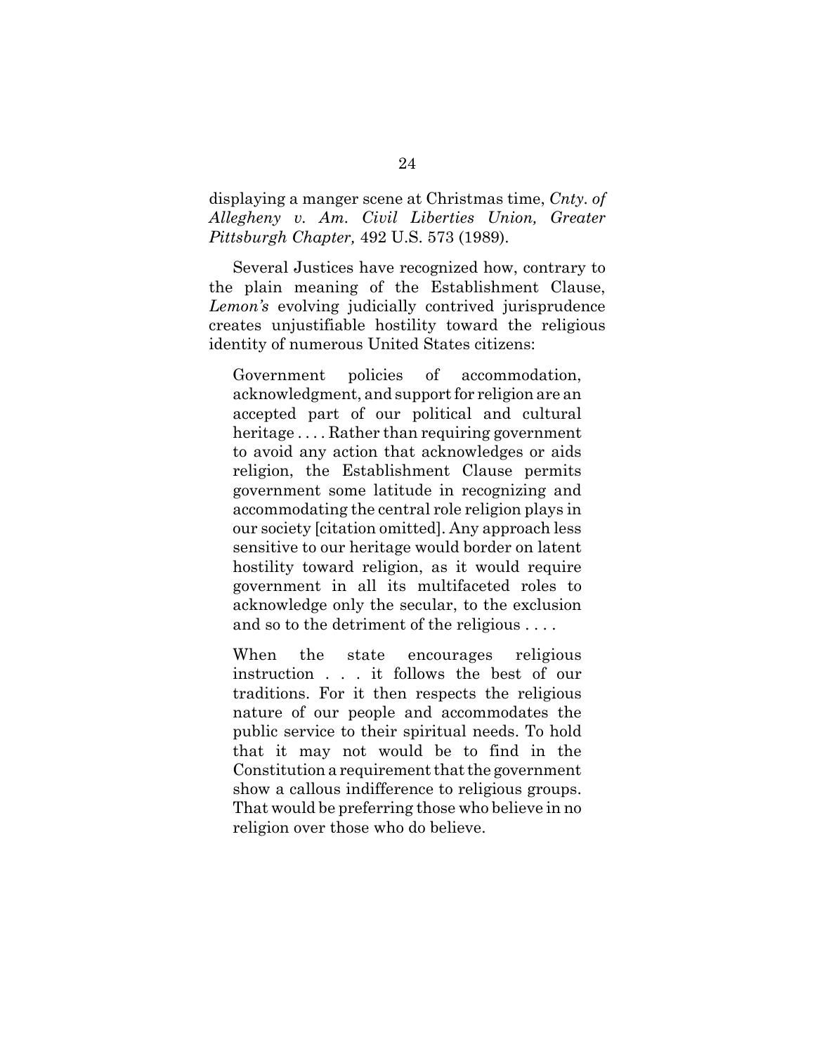displaying a manger scene at Christmas time, *Cnty. of Allegheny v. Am. Civil Liberties Union, Greater Pittsburgh Chapter,* 492 U.S. 573 (1989).

Several Justices have recognized how, contrary to the plain meaning of the Establishment Clause, *Lemon's* evolving judicially contrived jurisprudence creates unjustifiable hostility toward the religious identity of numerous United States citizens:

> Government policies of accommodation, acknowledgment, and support for religion are an accepted part of our political and cultural heritage . . . . Rather than requiring government to avoid any action that acknowledges or aids religion, the Establishment Clause permits government some latitude in recognizing and accommodating the central role religion plays in our society [citation omitted]. Any approach less sensitive to our heritage would border on latent hostility toward religion, as it would require government in all its multifaceted roles to acknowledge only the secular, to the exclusion and so to the detriment of the religious . . . .
>
> When the state encourages religious instruction . . . it follows the best of our traditions. For it then respects the religious nature of our people and accommodates the public service to their spiritual needs. To hold that it may not would be to find in the Constitution a requirement that the government show a callous indifference to religious groups. That would be preferring those who believe in no religion over those who do believe.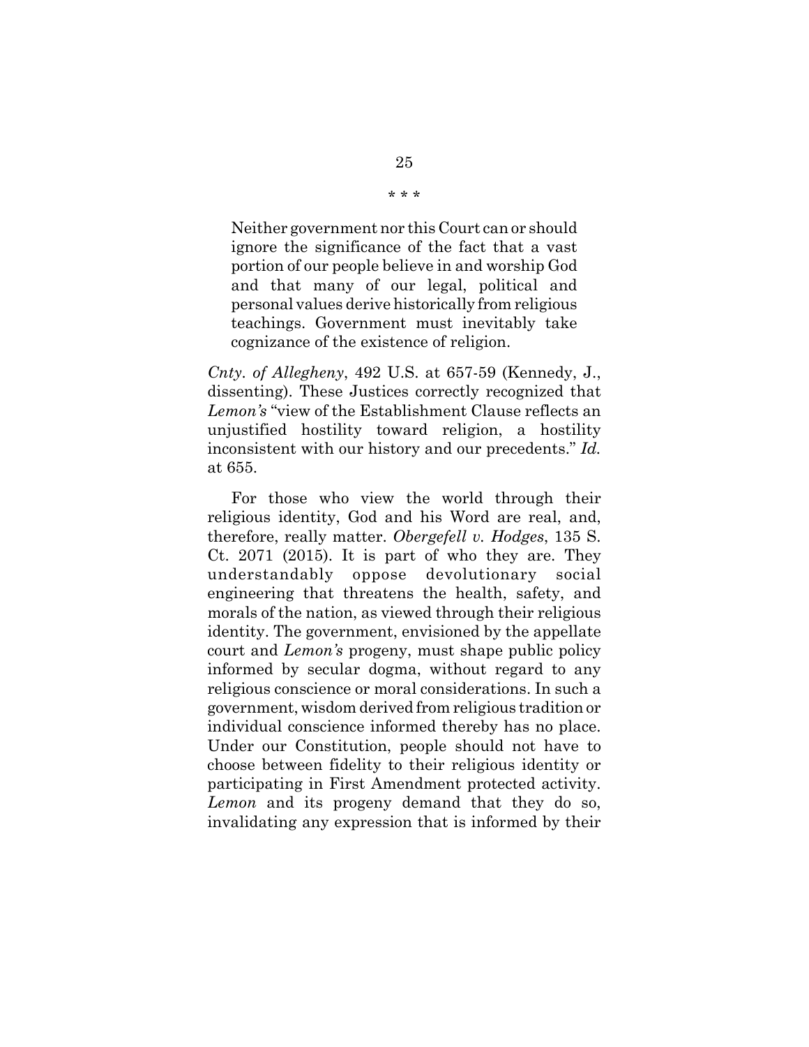\* \* \*

> Neither government nor this Court can or should ignore the significance of the fact that a vast portion of our people believe in and worship God and that many of our legal, political and personal values derive historically from religious teachings. Government must inevitably take cognizance of the existence of religion.

*Cnty. of Allegheny*, 492 U.S. at 657-59 (Kennedy, J., dissenting). These Justices correctly recognized that *Lemon's* "view of the Establishment Clause reflects an unjustified hostility toward religion, a hostility inconsistent with our history and our precedents." *Id.* at 655.

For those who view the world through their religious identity, God and his Word are real, and, therefore, really matter. *Obergefell v. Hodges*, 135 S. Ct. 2071 (2015). It is part of who they are. They understandably oppose devolutionary social engineering that threatens the health, safety, and morals of the nation, as viewed through their religious identity. The government, envisioned by the appellate court and *Lemon's* progeny, must shape public policy informed by secular dogma, without regard to any religious conscience or moral considerations. In such a government, wisdom derived from religious tradition or individual conscience informed thereby has no place. Under our Constitution, people should not have to choose between fidelity to their religious identity or participating in First Amendment protected activity. *Lemon* and its progeny demand that they do so, invalidating any expression that is informed by their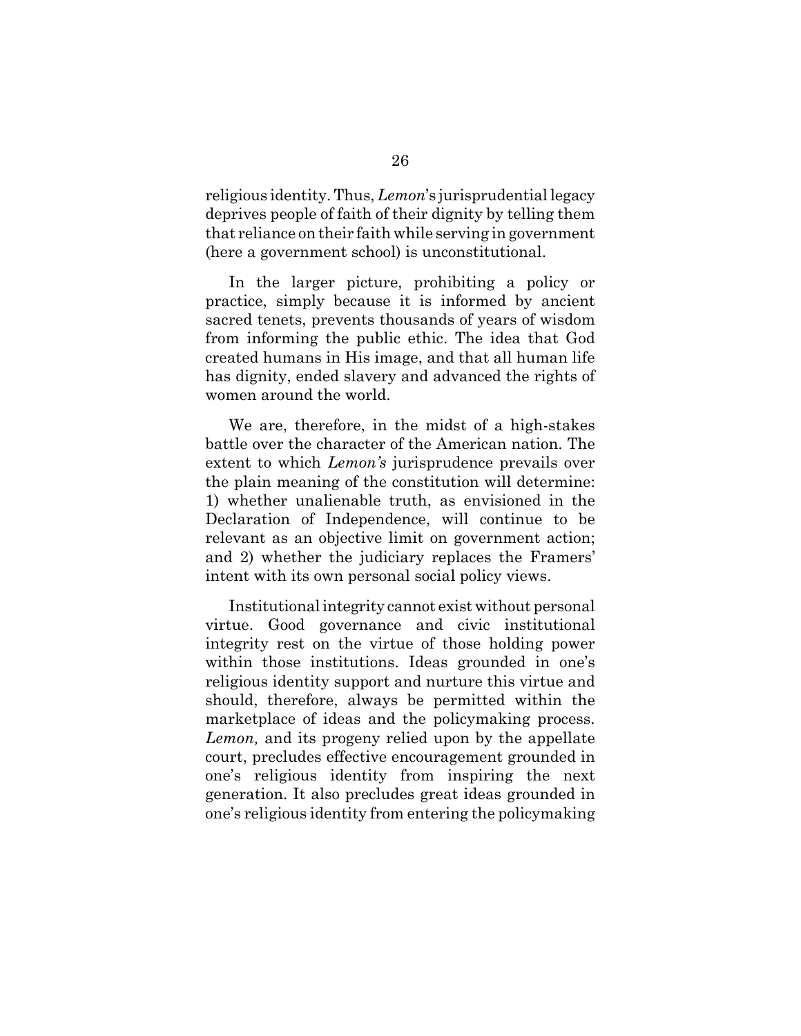religious identity. Thus, *Lemon*'s jurisprudential legacy deprives people of faith of their dignity by telling them that reliance on their faith while serving in government (here a government school) is unconstitutional.

In the larger picture, prohibiting a policy or practice, simply because it is informed by ancient sacred tenets, prevents thousands of years of wisdom from informing the public ethic. The idea that God created humans in His image, and that all human life has dignity, ended slavery and advanced the rights of women around the world.

We are, therefore, in the midst of a high-stakes battle over the character of the American nation. The extent to which *Lemon's* jurisprudence prevails over the plain meaning of the constitution will determine: 1) whether unalienable truth, as envisioned in the Declaration of Independence, will continue to be relevant as an objective limit on government action; and 2) whether the judiciary replaces the Framers' intent with its own personal social policy views.

Institutional integrity cannot exist without personal virtue. Good governance and civic institutional integrity rest on the virtue of those holding power within those institutions. Ideas grounded in one's religious identity support and nurture this virtue and should, therefore, always be permitted within the marketplace of ideas and the policymaking process. *Lemon,* and its progeny relied upon by the appellate court, precludes effective encouragement grounded in one's religious identity from inspiring the next generation. It also precludes great ideas grounded in one's religious identity from entering the policymaking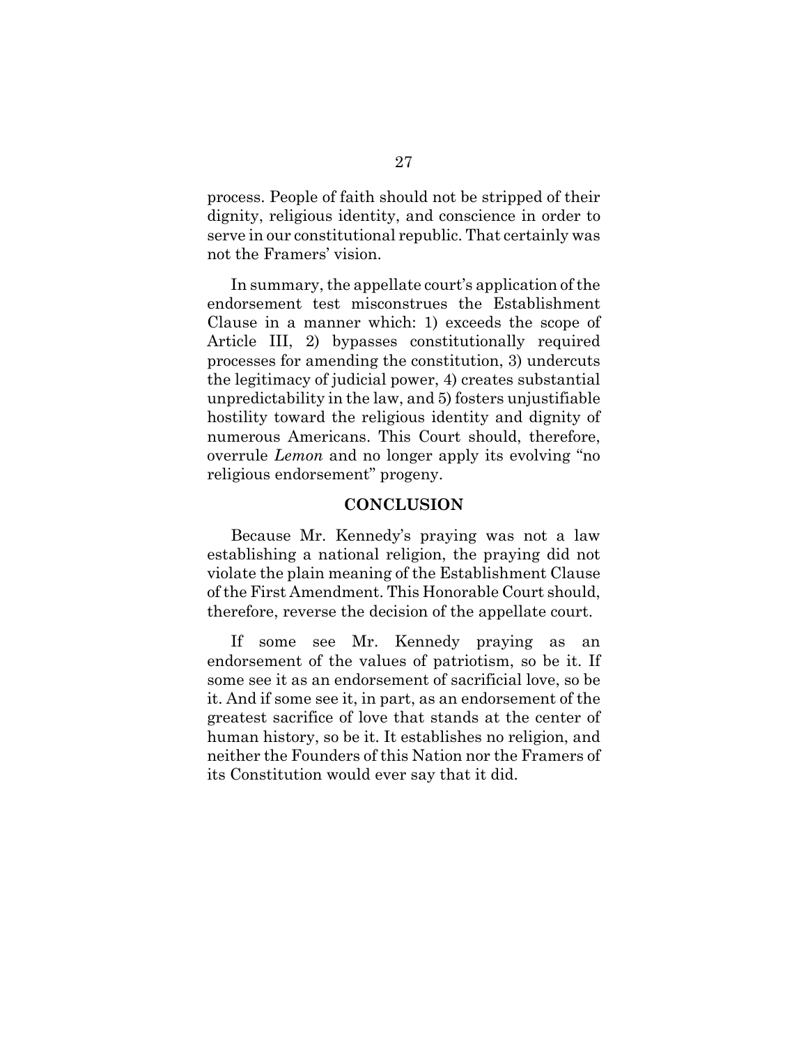process. People of faith should not be stripped of their dignity, religious identity, and conscience in order to serve in our constitutional republic. That certainly was not the Framers' vision.

In summary, the appellate court's application of the endorsement test misconstrues the Establishment Clause in a manner which: 1) exceeds the scope of Article III, 2) bypasses constitutionally required processes for amending the constitution, 3) undercuts the legitimacy of judicial power, 4) creates substantial unpredictability in the law, and 5) fosters unjustifiable hostility toward the religious identity and dignity of numerous Americans. This Court should, therefore, overrule *Lemon* and no longer apply its evolving "no religious endorsement" progeny.

## CONCLUSION

Because Mr. Kennedy's praying was not a law establishing a national religion, the praying did not violate the plain meaning of the Establishment Clause of the First Amendment. This Honorable Court should, therefore, reverse the decision of the appellate court.

If some see Mr. Kennedy praying as an endorsement of the values of patriotism, so be it. If some see it as an endorsement of sacrificial love, so be it. And if some see it, in part, as an endorsement of the greatest sacrifice of love that stands at the center of human history, so be it. It establishes no religion, and neither the Founders of this Nation nor the Framers of its Constitution would ever say that it did.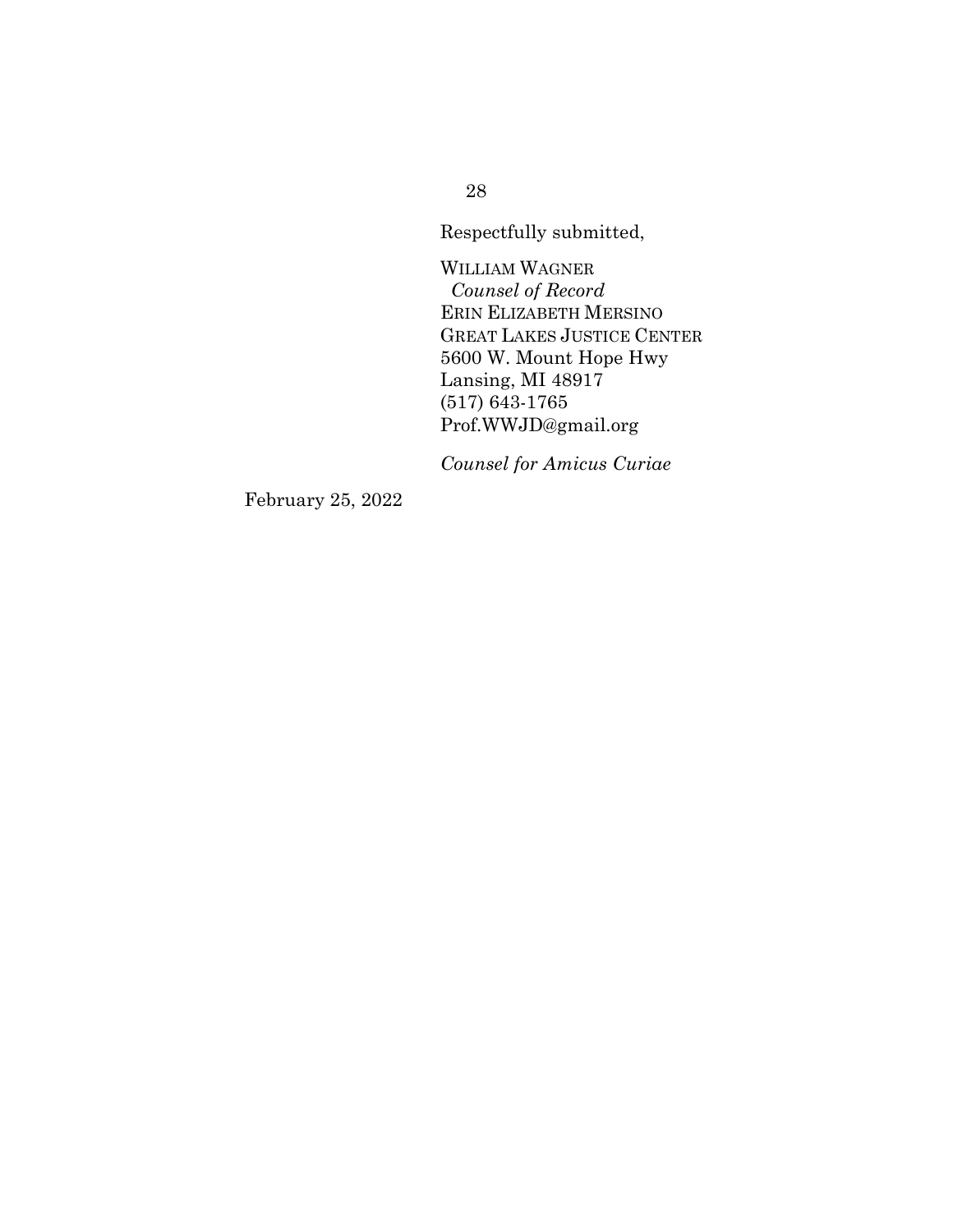Respectfully submitted,

WILLIAM WAGNER
*Counsel of Record*
ERIN ELIZABETH MERSINO
GREAT LAKES JUSTICE CENTER
5600 W. Mount Hope Hwy
Lansing, MI 48917
(517) 643-1765
Prof.WWJD@gmail.org

*Counsel for Amicus Curiae*

February 25, 2022